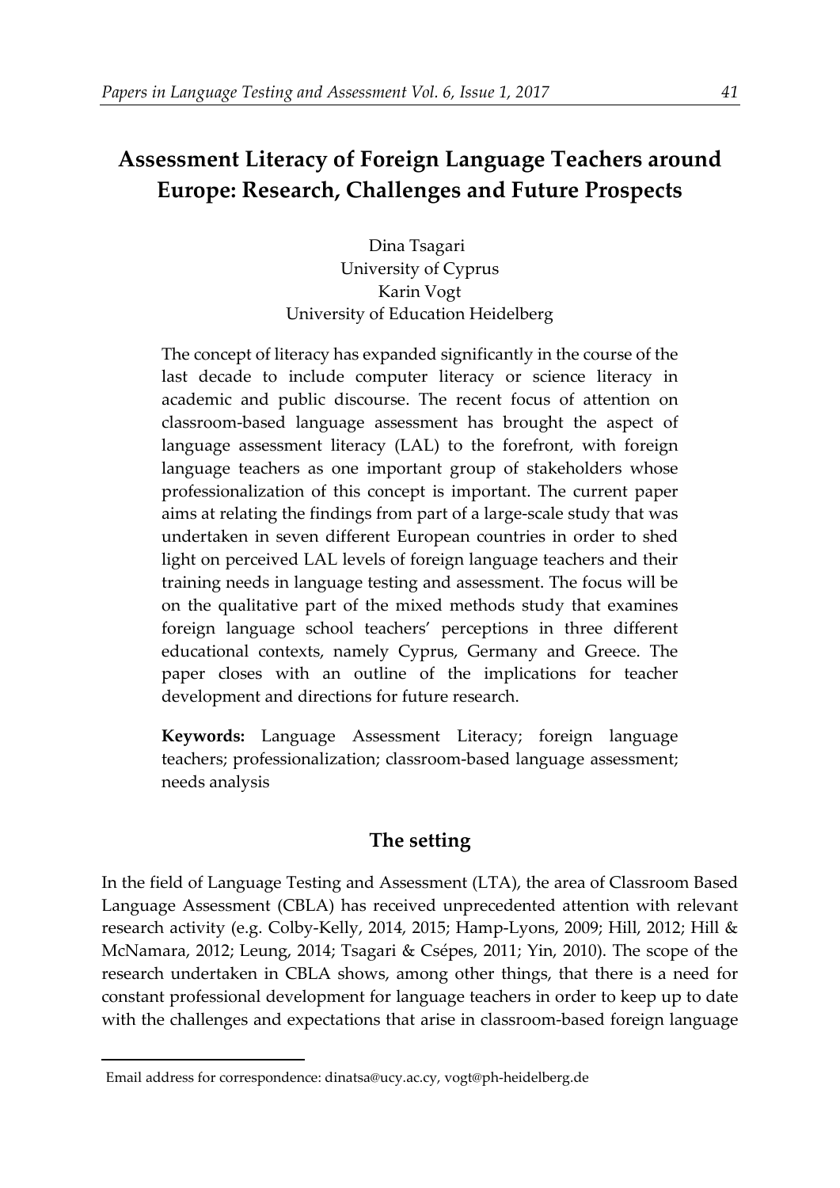# Assessment Literacy of Foreign Language Teachers around Europe: Research, Challenges and Future Prospects

Dina Tsagari
University of Cyprus
Karin Vogt
University of Education Heidelberg

The concept of literacy has expanded significantly in the course of the last decade to include computer literacy or science literacy in academic and public discourse. The recent focus of attention on classroom-based language assessment has brought the aspect of language assessment literacy (LAL) to the forefront, with foreign language teachers as one important group of stakeholders whose professionalization of this concept is important. The current paper aims at relating the findings from part of a large-scale study that was undertaken in seven different European countries in order to shed light on perceived LAL levels of foreign language teachers and their training needs in language testing and assessment. The focus will be on the qualitative part of the mixed methods study that examines foreign language school teachers' perceptions in three different educational contexts, namely Cyprus, Germany and Greece. The paper closes with an outline of the implications for teacher development and directions for future research.

**Keywords:** Language Assessment Literacy; foreign language teachers; professionalization; classroom-based language assessment; needs analysis

## The setting

In the field of Language Testing and Assessment (LTA), the area of Classroom Based Language Assessment (CBLA) has received unprecedented attention with relevant research activity (e.g. Colby-Kelly, 2014, 2015; Hamp-Lyons, 2009; Hill, 2012; Hill & McNamara, 2012; Leung, 2014; Tsagari & Csépes, 2011; Yin, 2010). The scope of the research undertaken in CBLA shows, among other things, that there is a need for constant professional development for language teachers in order to keep up to date with the challenges and expectations that arise in classroom-based foreign language

Email address for correspondence: dinatsa@ucy.ac.cy, vogt@ph-heidelberg.de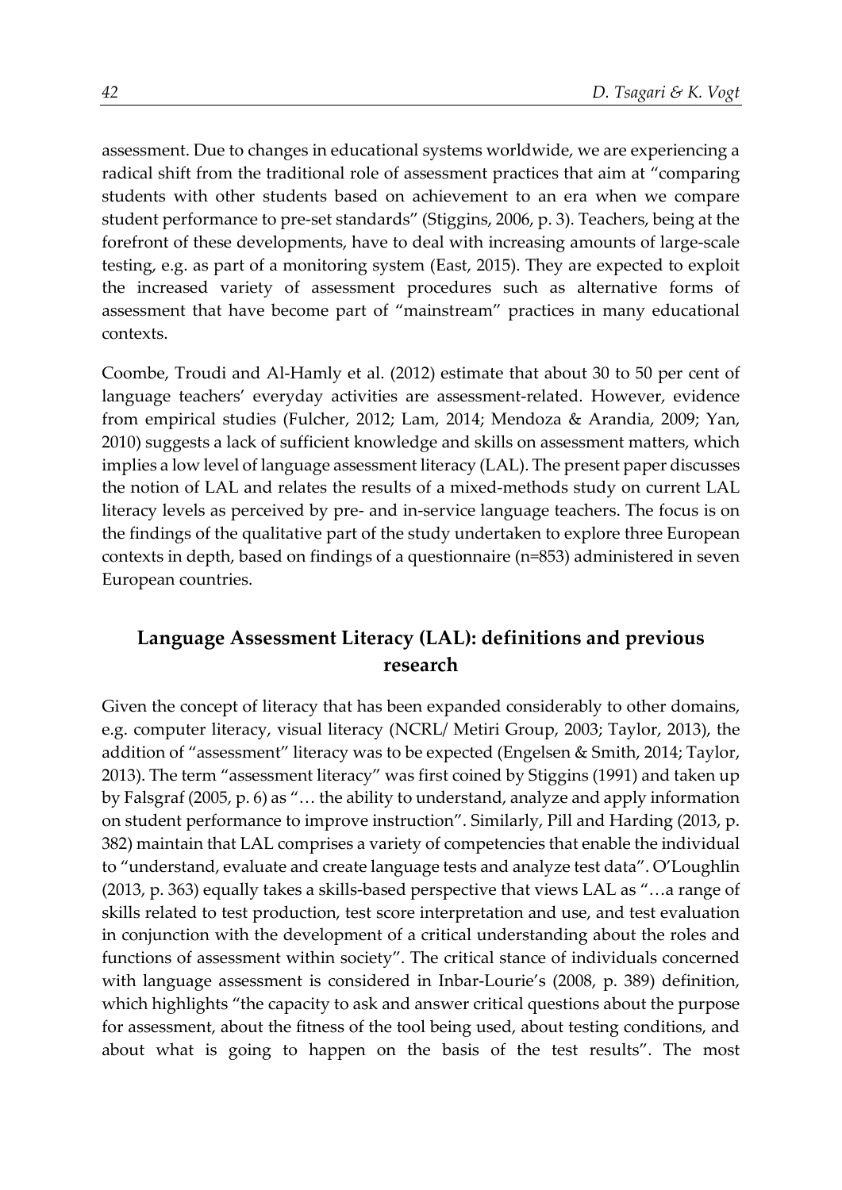assessment. Due to changes in educational systems worldwide, we are experiencing a radical shift from the traditional role of assessment practices that aim at "comparing students with other students based on achievement to an era when we compare student performance to pre-set standards" (Stiggins, 2006, p. 3). Teachers, being at the forefront of these developments, have to deal with increasing amounts of large-scale testing, e.g. as part of a monitoring system (East, 2015). They are expected to exploit the increased variety of assessment procedures such as alternative forms of assessment that have become part of "mainstream" practices in many educational contexts.

Coombe, Troudi and Al-Hamly et al. (2012) estimate that about 30 to 50 per cent of language teachers' everyday activities are assessment-related. However, evidence from empirical studies (Fulcher, 2012; Lam, 2014; Mendoza & Arandia, 2009; Yan, 2010) suggests a lack of sufficient knowledge and skills on assessment matters, which implies a low level of language assessment literacy (LAL). The present paper discusses the notion of LAL and relates the results of a mixed-methods study on current LAL literacy levels as perceived by pre- and in-service language teachers. The focus is on the findings of the qualitative part of the study undertaken to explore three European contexts in depth, based on findings of a questionnaire (n=853) administered in seven European countries.

## Language Assessment Literacy (LAL): definitions and previous research

Given the concept of literacy that has been expanded considerably to other domains, e.g. computer literacy, visual literacy (NCRL/ Metiri Group, 2003; Taylor, 2013), the addition of "assessment" literacy was to be expected (Engelsen & Smith, 2014; Taylor, 2013). The term "assessment literacy" was first coined by Stiggins (1991) and taken up by Falsgraf (2005, p. 6) as "… the ability to understand, analyze and apply information on student performance to improve instruction". Similarly, Pill and Harding (2013, p. 382) maintain that LAL comprises a variety of competencies that enable the individual to "understand, evaluate and create language tests and analyze test data". O'Loughlin (2013, p. 363) equally takes a skills-based perspective that views LAL as "…a range of skills related to test production, test score interpretation and use, and test evaluation in conjunction with the development of a critical understanding about the roles and functions of assessment within society". The critical stance of individuals concerned with language assessment is considered in Inbar-Lourie's (2008, p. 389) definition, which highlights "the capacity to ask and answer critical questions about the purpose for assessment, about the fitness of the tool being used, about testing conditions, and about what is going to happen on the basis of the test results". The most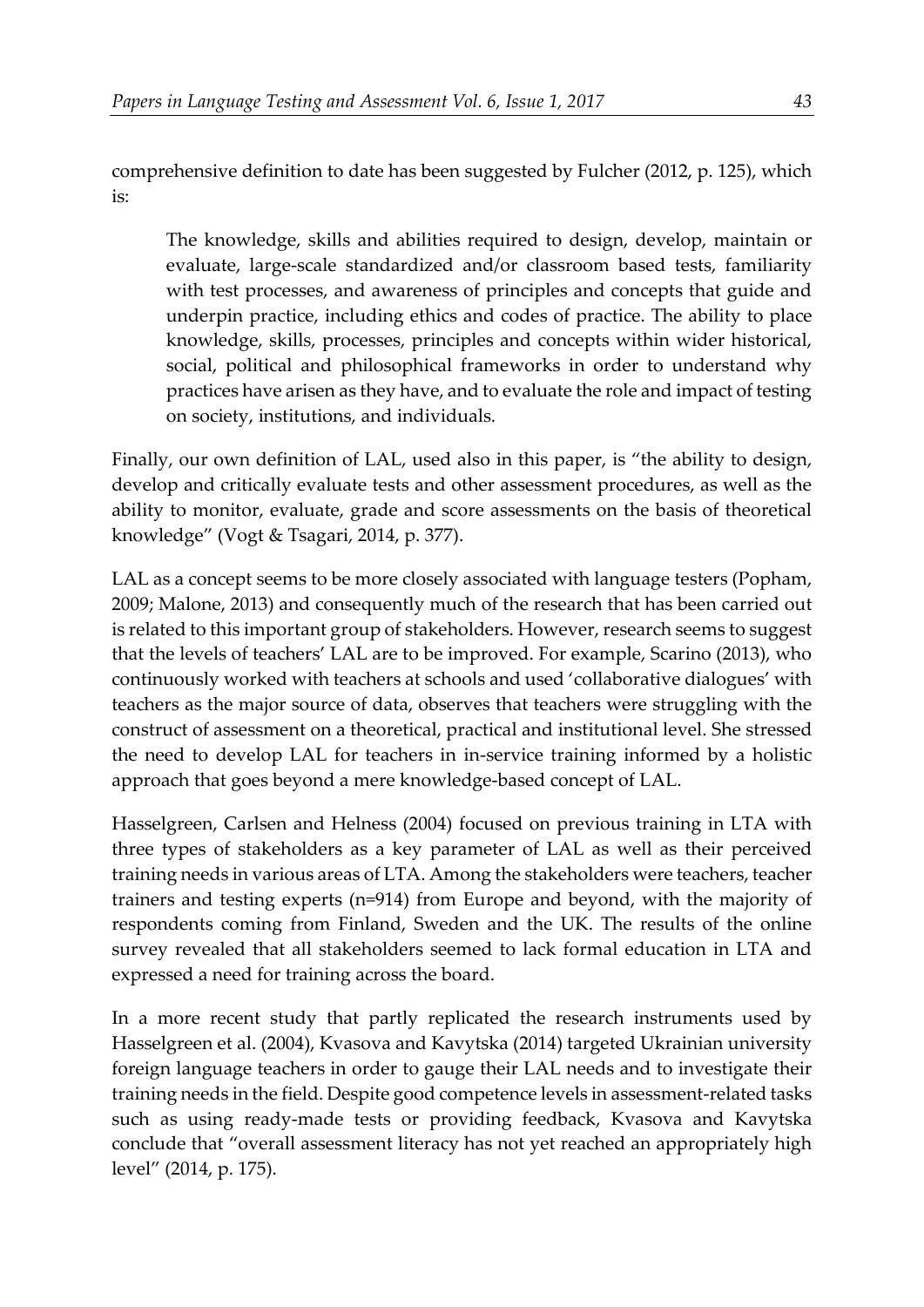comprehensive definition to date has been suggested by Fulcher (2012, p. 125), which is:

> The knowledge, skills and abilities required to design, develop, maintain or evaluate, large-scale standardized and/or classroom based tests, familiarity with test processes, and awareness of principles and concepts that guide and underpin practice, including ethics and codes of practice. The ability to place knowledge, skills, processes, principles and concepts within wider historical, social, political and philosophical frameworks in order to understand why practices have arisen as they have, and to evaluate the role and impact of testing on society, institutions, and individuals.

Finally, our own definition of LAL, used also in this paper, is "the ability to design, develop and critically evaluate tests and other assessment procedures, as well as the ability to monitor, evaluate, grade and score assessments on the basis of theoretical knowledge" (Vogt & Tsagari, 2014, p. 377).

LAL as a concept seems to be more closely associated with language testers (Popham, 2009; Malone, 2013) and consequently much of the research that has been carried out is related to this important group of stakeholders. However, research seems to suggest that the levels of teachers' LAL are to be improved. For example, Scarino (2013), who continuously worked with teachers at schools and used 'collaborative dialogues' with teachers as the major source of data, observes that teachers were struggling with the construct of assessment on a theoretical, practical and institutional level. She stressed the need to develop LAL for teachers in in-service training informed by a holistic approach that goes beyond a mere knowledge-based concept of LAL.

Hasselgreen, Carlsen and Helness (2004) focused on previous training in LTA with three types of stakeholders as a key parameter of LAL as well as their perceived training needs in various areas of LTA. Among the stakeholders were teachers, teacher trainers and testing experts (n=914) from Europe and beyond, with the majority of respondents coming from Finland, Sweden and the UK. The results of the online survey revealed that all stakeholders seemed to lack formal education in LTA and expressed a need for training across the board.

In a more recent study that partly replicated the research instruments used by Hasselgreen et al. (2004), Kvasova and Kavytska (2014) targeted Ukrainian university foreign language teachers in order to gauge their LAL needs and to investigate their training needs in the field. Despite good competence levels in assessment-related tasks such as using ready-made tests or providing feedback, Kvasova and Kavytska conclude that "overall assessment literacy has not yet reached an appropriately high level" (2014, p. 175).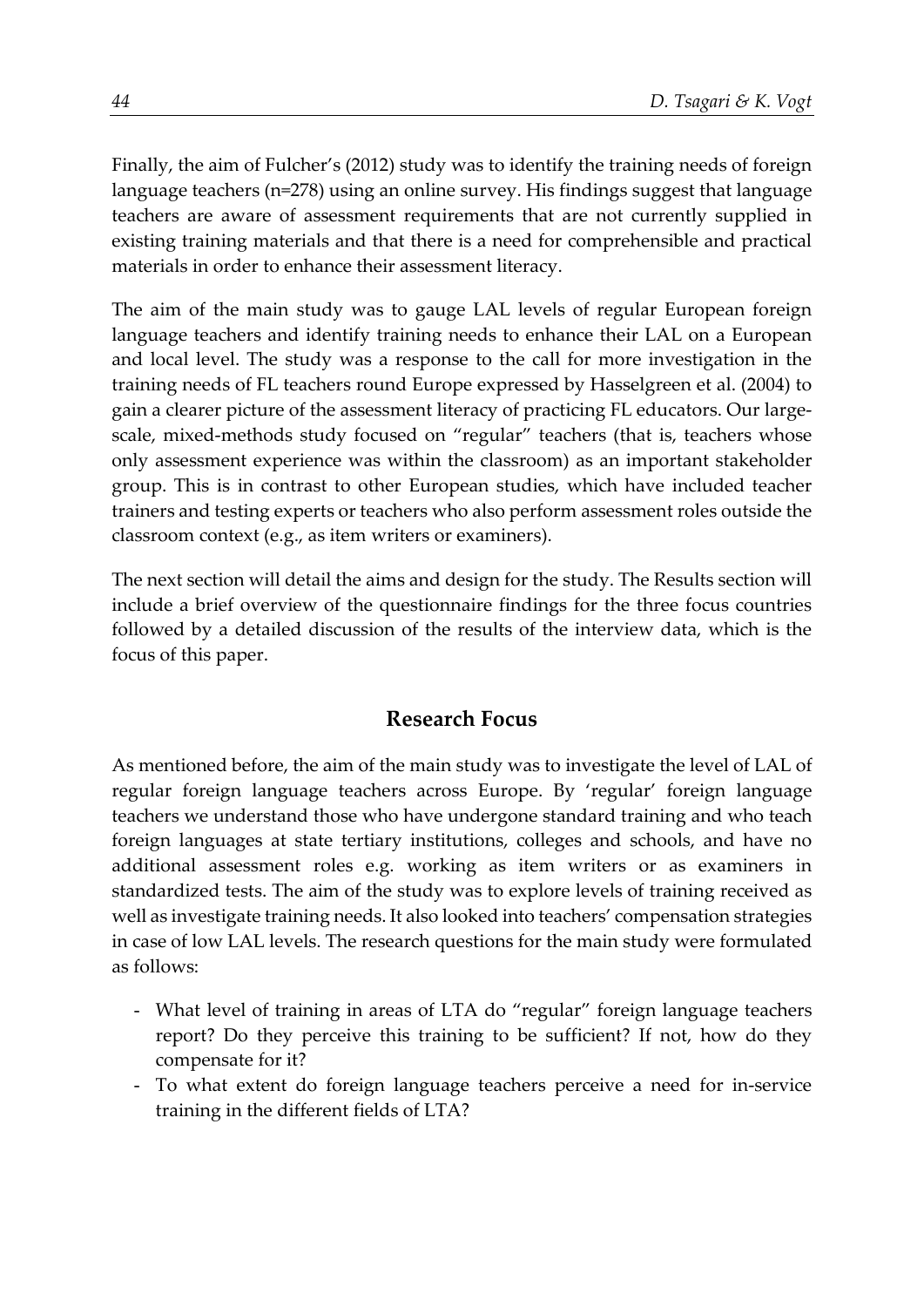Finally, the aim of Fulcher's (2012) study was to identify the training needs of foreign language teachers (n=278) using an online survey. His findings suggest that language teachers are aware of assessment requirements that are not currently supplied in existing training materials and that there is a need for comprehensible and practical materials in order to enhance their assessment literacy.

The aim of the main study was to gauge LAL levels of regular European foreign language teachers and identify training needs to enhance their LAL on a European and local level. The study was a response to the call for more investigation in the training needs of FL teachers round Europe expressed by Hasselgreen et al. (2004) to gain a clearer picture of the assessment literacy of practicing FL educators. Our large-scale, mixed-methods study focused on "regular" teachers (that is, teachers whose only assessment experience was within the classroom) as an important stakeholder group. This is in contrast to other European studies, which have included teacher trainers and testing experts or teachers who also perform assessment roles outside the classroom context (e.g., as item writers or examiners).

The next section will detail the aims and design for the study. The Results section will include a brief overview of the questionnaire findings for the three focus countries followed by a detailed discussion of the results of the interview data, which is the focus of this paper.

## Research Focus

As mentioned before, the aim of the main study was to investigate the level of LAL of regular foreign language teachers across Europe. By 'regular' foreign language teachers we understand those who have undergone standard training and who teach foreign languages at state tertiary institutions, colleges and schools, and have no additional assessment roles e.g. working as item writers or as examiners in standardized tests. The aim of the study was to explore levels of training received as well as investigate training needs. It also looked into teachers' compensation strategies in case of low LAL levels. The research questions for the main study were formulated as follows:

- What level of training in areas of LTA do "regular" foreign language teachers report? Do they perceive this training to be sufficient? If not, how do they compensate for it?
- To what extent do foreign language teachers perceive a need for in-service training in the different fields of LTA?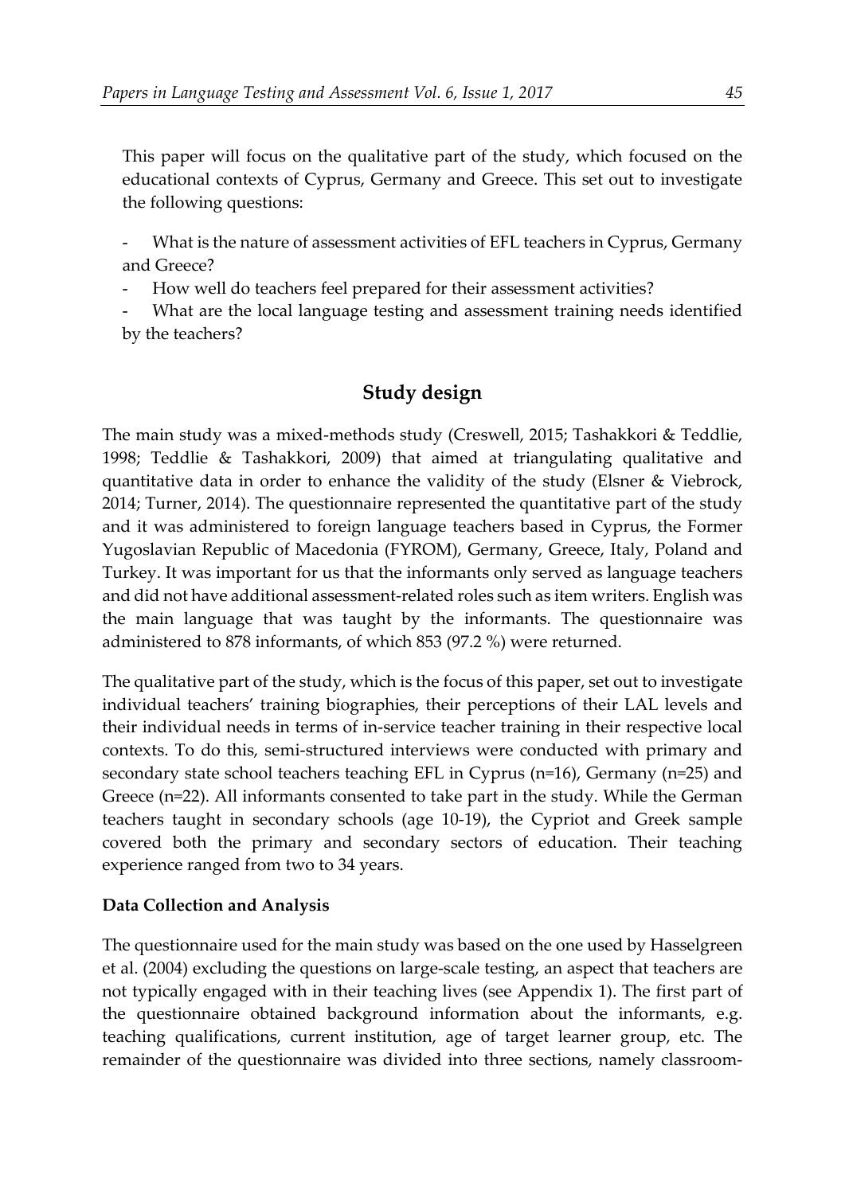This paper will focus on the qualitative part of the study, which focused on the educational contexts of Cyprus, Germany and Greece. This set out to investigate the following questions:

- What is the nature of assessment activities of EFL teachers in Cyprus, Germany and Greece?
- How well do teachers feel prepared for their assessment activities?
- What are the local language testing and assessment training needs identified by the teachers?

## Study design

The main study was a mixed-methods study (Creswell, 2015; Tashakkori & Teddlie, 1998; Teddlie & Tashakkori, 2009) that aimed at triangulating qualitative and quantitative data in order to enhance the validity of the study (Elsner & Viebrock, 2014; Turner, 2014). The questionnaire represented the quantitative part of the study and it was administered to foreign language teachers based in Cyprus, the Former Yugoslavian Republic of Macedonia (FYROM), Germany, Greece, Italy, Poland and Turkey. It was important for us that the informants only served as language teachers and did not have additional assessment-related roles such as item writers. English was the main language that was taught by the informants. The questionnaire was administered to 878 informants, of which 853 (97.2 %) were returned.

The qualitative part of the study, which is the focus of this paper, set out to investigate individual teachers' training biographies, their perceptions of their LAL levels and their individual needs in terms of in-service teacher training in their respective local contexts. To do this, semi-structured interviews were conducted with primary and secondary state school teachers teaching EFL in Cyprus (n=16), Germany (n=25) and Greece (n=22). All informants consented to take part in the study. While the German teachers taught in secondary schools (age 10-19), the Cypriot and Greek sample covered both the primary and secondary sectors of education. Their teaching experience ranged from two to 34 years.

### Data Collection and Analysis

The questionnaire used for the main study was based on the one used by Hasselgreen et al. (2004) excluding the questions on large-scale testing, an aspect that teachers are not typically engaged with in their teaching lives (see Appendix 1). The first part of the questionnaire obtained background information about the informants, e.g. teaching qualifications, current institution, age of target learner group, etc. The remainder of the questionnaire was divided into three sections, namely classroom-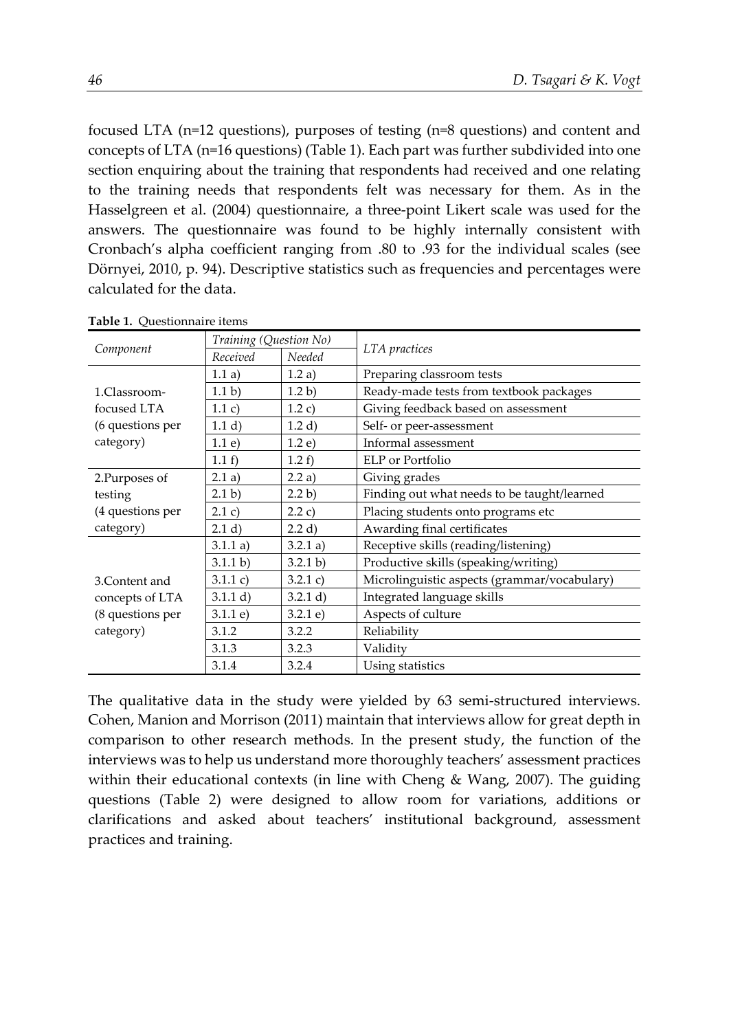focused LTA (n=12 questions), purposes of testing (n=8 questions) and content and concepts of LTA (n=16 questions) (Table 1). Each part was further subdivided into one section enquiring about the training that respondents had received and one relating to the training needs that respondents felt was necessary for them. As in the Hasselgreen et al. (2004) questionnaire, a three-point Likert scale was used for the answers. The questionnaire was found to be highly internally consistent with Cronbach's alpha coefficient ranging from .80 to .93 for the individual scales (see Dörnyei, 2010, p. 94). Descriptive statistics such as frequencies and percentages were calculated for the data.

**Table 1.** Questionnaire items

| *Component* | *Training (Question No)* | | *LTA practices* |
|---|---|---|---|
| | *Received* | *Needed* | |
| 1.Classroom-focused LTA (6 questions per category) | 1.1 a) | 1.2 a) | Preparing classroom tests |
| | 1.1 b) | 1.2 b) | Ready-made tests from textbook packages |
| | 1.1 c) | 1.2 c) | Giving feedback based on assessment |
| | 1.1 d) | 1.2 d) | Self- or peer-assessment |
| | 1.1 e) | 1.2 e) | Informal assessment |
| | 1.1 f) | 1.2 f) | ELP or Portfolio |
| 2.Purposes of testing (4 questions per category) | 2.1 a) | 2.2 a) | Giving grades |
| | 2.1 b) | 2.2 b) | Finding out what needs to be taught/learned |
| | 2.1 c) | 2.2 c) | Placing students onto programs etc |
| | 2.1 d) | 2.2 d) | Awarding final certificates |
| 3.Content and concepts of LTA (8 questions per category) | 3.1.1 a) | 3.2.1 a) | Receptive skills (reading/listening) |
| | 3.1.1 b) | 3.2.1 b) | Productive skills (speaking/writing) |
| | 3.1.1 c) | 3.2.1 c) | Microlinguistic aspects (grammar/vocabulary) |
| | 3.1.1 d) | 3.2.1 d) | Integrated language skills |
| | 3.1.1 e) | 3.2.1 e) | Aspects of culture |
| | 3.1.2 | 3.2.2 | Reliability |
| | 3.1.3 | 3.2.3 | Validity |
| | 3.1.4 | 3.2.4 | Using statistics |

The qualitative data in the study were yielded by 63 semi-structured interviews. Cohen, Manion and Morrison (2011) maintain that interviews allow for great depth in comparison to other research methods. In the present study, the function of the interviews was to help us understand more thoroughly teachers' assessment practices within their educational contexts (in line with Cheng & Wang, 2007). The guiding questions (Table 2) were designed to allow room for variations, additions or clarifications and asked about teachers' institutional background, assessment practices and training.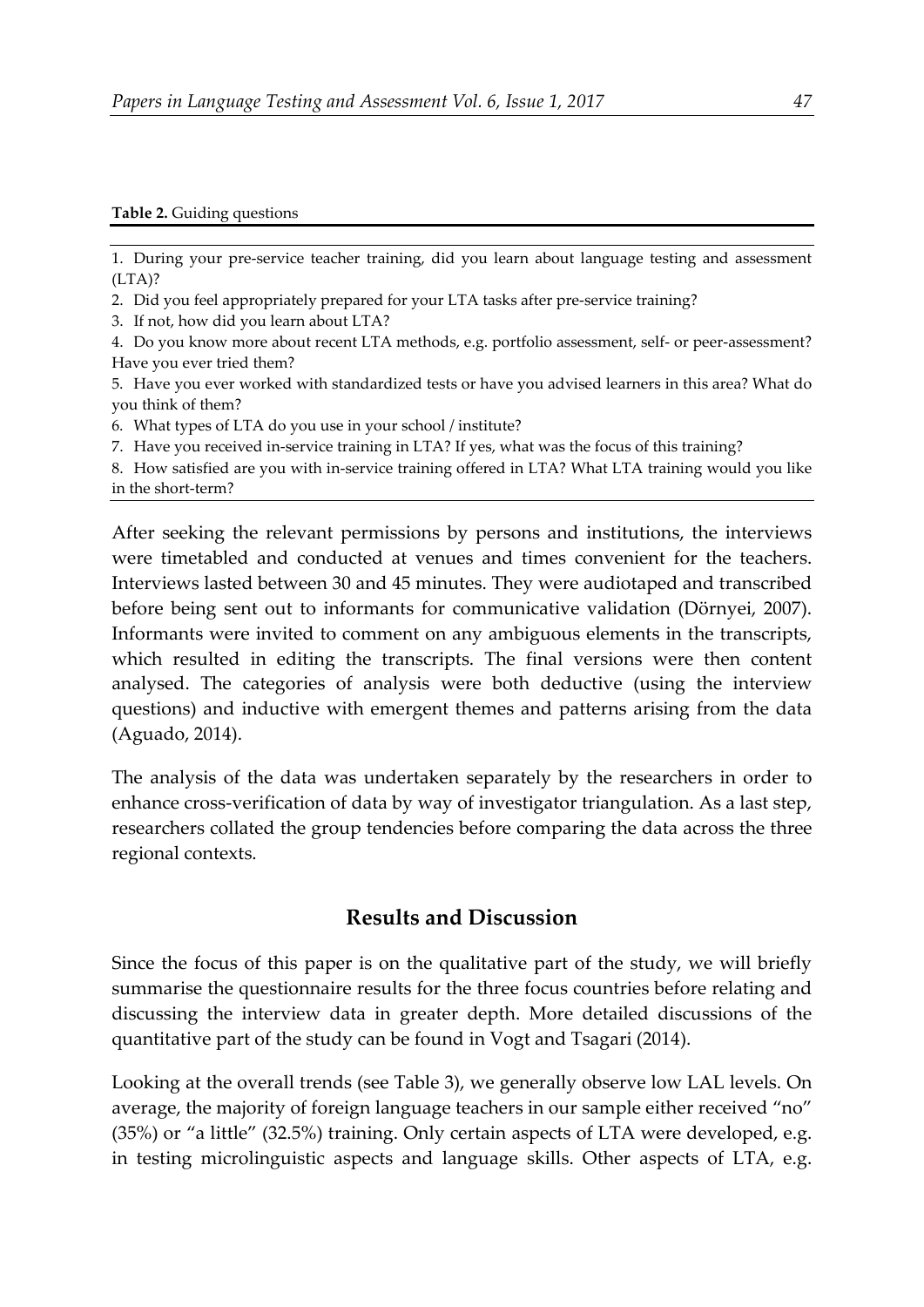**Table 2.** Guiding questions

1. During your pre-service teacher training, did you learn about language testing and assessment (LTA)?
2. Did you feel appropriately prepared for your LTA tasks after pre-service training?
3. If not, how did you learn about LTA?
4. Do you know more about recent LTA methods, e.g. portfolio assessment, self- or peer-assessment? Have you ever tried them?
5. Have you ever worked with standardized tests or have you advised learners in this area? What do you think of them?
6. What types of LTA do you use in your school / institute?
7. Have you received in-service training in LTA? If yes, what was the focus of this training?
8. How satisfied are you with in-service training offered in LTA? What LTA training would you like in the short-term?

After seeking the relevant permissions by persons and institutions, the interviews were timetabled and conducted at venues and times convenient for the teachers. Interviews lasted between 30 and 45 minutes. They were audiotaped and transcribed before being sent out to informants for communicative validation (Dörnyei, 2007). Informants were invited to comment on any ambiguous elements in the transcripts, which resulted in editing the transcripts. The final versions were then content analysed. The categories of analysis were both deductive (using the interview questions) and inductive with emergent themes and patterns arising from the data (Aguado, 2014).

The analysis of the data was undertaken separately by the researchers in order to enhance cross-verification of data by way of investigator triangulation. As a last step, researchers collated the group tendencies before comparing the data across the three regional contexts.

## Results and Discussion

Since the focus of this paper is on the qualitative part of the study, we will briefly summarise the questionnaire results for the three focus countries before relating and discussing the interview data in greater depth. More detailed discussions of the quantitative part of the study can be found in Vogt and Tsagari (2014).

Looking at the overall trends (see Table 3), we generally observe low LAL levels. On average, the majority of foreign language teachers in our sample either received "no" (35%) or "a little" (32.5%) training. Only certain aspects of LTA were developed, e.g. in testing microlinguistic aspects and language skills. Other aspects of LTA, e.g.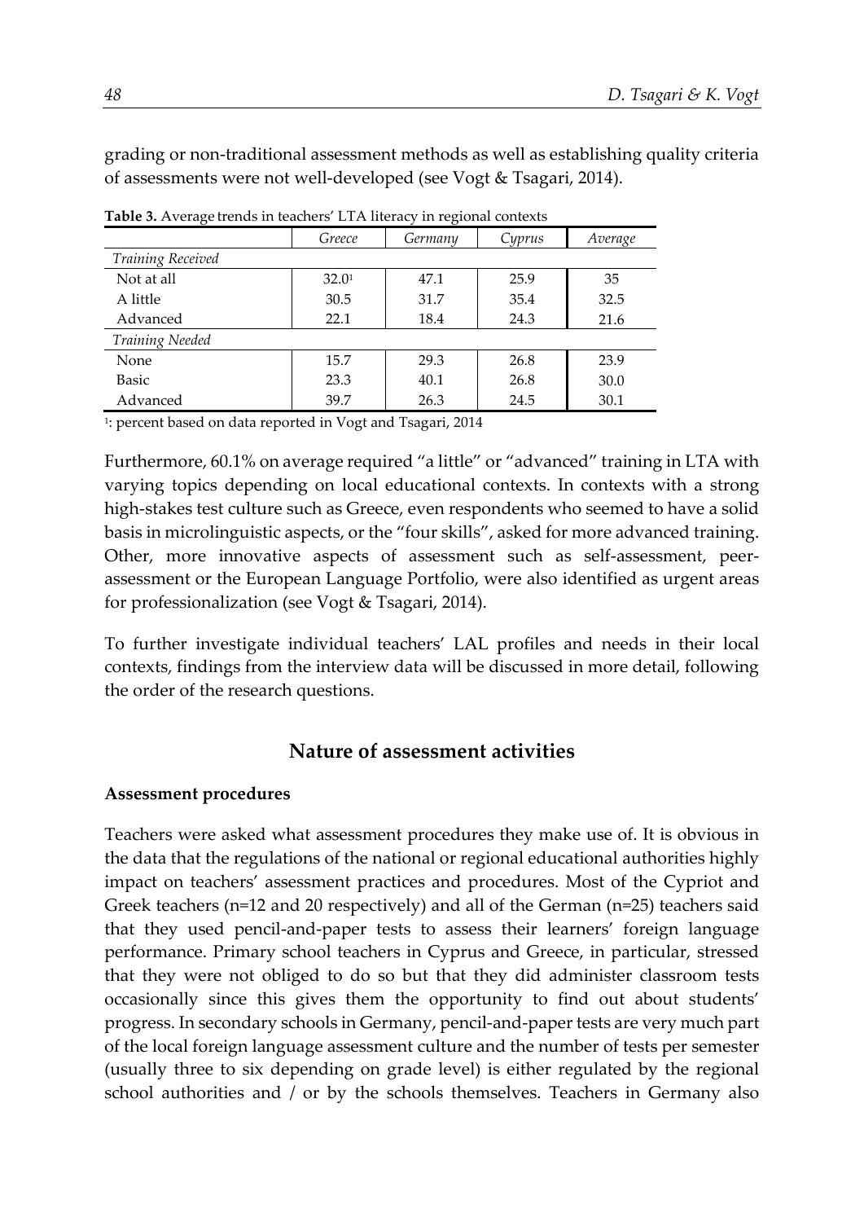grading or non-traditional assessment methods as well as establishing quality criteria of assessments were not well-developed (see Vogt & Tsagari, 2014).

**Table 3.** Average trends in teachers' LTA literacy in regional contexts

| | *Greece* | *Germany* | *Cyprus* | *Average* |
|---|---|---|---|---|
| *Training Received* | | | | |
| Not at all | 32.0[1] | 47.1 | 25.9 | 35 |
| A little | 30.5 | 31.7 | 35.4 | 32.5 |
| Advanced | 22.1 | 18.4 | 24.3 | 21.6 |
| *Training Needed* | | | | |
| None | 15.7 | 29.3 | 26.8 | 23.9 |
| Basic | 23.3 | 40.1 | 26.8 | 30.0 |
| Advanced | 39.7 | 26.3 | 24.5 | 30.1 |

[1]: percent based on data reported in Vogt and Tsagari, 2014

Furthermore, 60.1% on average required "a little" or "advanced" training in LTA with varying topics depending on local educational contexts. In contexts with a strong high-stakes test culture such as Greece, even respondents who seemed to have a solid basis in microlinguistic aspects, or the "four skills", asked for more advanced training. Other, more innovative aspects of assessment such as self-assessment, peer-assessment or the European Language Portfolio, were also identified as urgent areas for professionalization (see Vogt & Tsagari, 2014).

To further investigate individual teachers' LAL profiles and needs in their local contexts, findings from the interview data will be discussed in more detail, following the order of the research questions.

## Nature of assessment activities

### Assessment procedures

Teachers were asked what assessment procedures they make use of. It is obvious in the data that the regulations of the national or regional educational authorities highly impact on teachers' assessment practices and procedures. Most of the Cypriot and Greek teachers (n=12 and 20 respectively) and all of the German (n=25) teachers said that they used pencil-and-paper tests to assess their learners' foreign language performance. Primary school teachers in Cyprus and Greece, in particular, stressed that they were not obliged to do so but that they did administer classroom tests occasionally since this gives them the opportunity to find out about students' progress. In secondary schools in Germany, pencil-and-paper tests are very much part of the local foreign language assessment culture and the number of tests per semester (usually three to six depending on grade level) is either regulated by the regional school authorities and / or by the schools themselves. Teachers in Germany also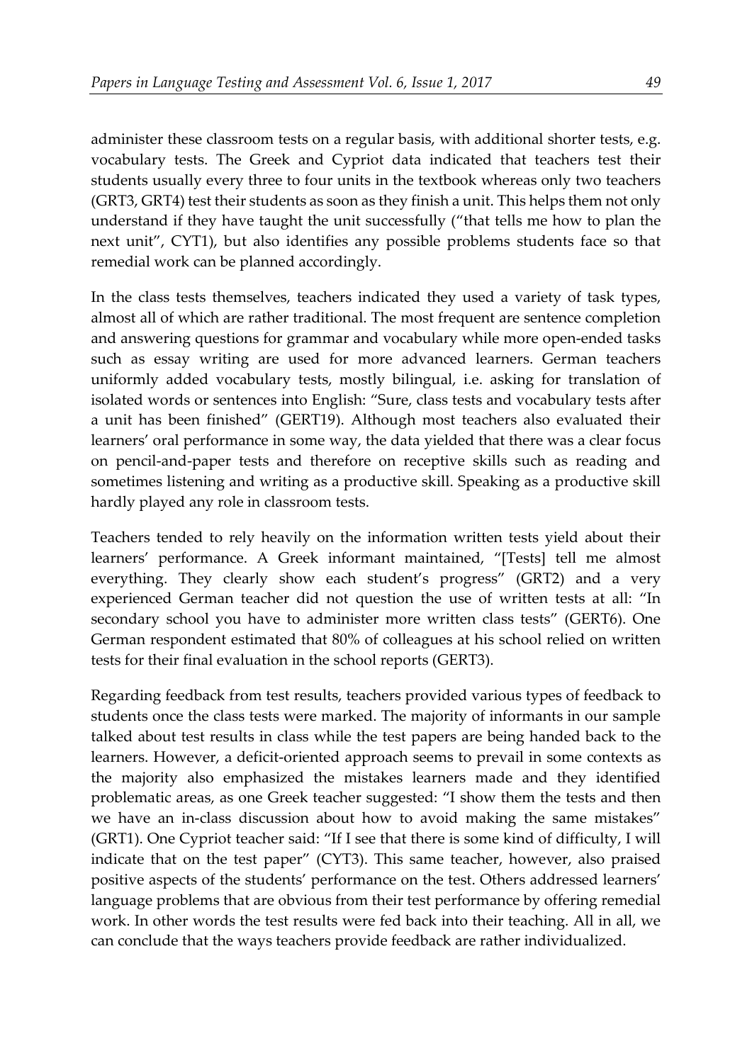administer these classroom tests on a regular basis, with additional shorter tests, e.g. vocabulary tests. The Greek and Cypriot data indicated that teachers test their students usually every three to four units in the textbook whereas only two teachers (GRT3, GRT4) test their students as soon as they finish a unit. This helps them not only understand if they have taught the unit successfully ("that tells me how to plan the next unit", CYT1), but also identifies any possible problems students face so that remedial work can be planned accordingly.

In the class tests themselves, teachers indicated they used a variety of task types, almost all of which are rather traditional. The most frequent are sentence completion and answering questions for grammar and vocabulary while more open-ended tasks such as essay writing are used for more advanced learners. German teachers uniformly added vocabulary tests, mostly bilingual, i.e. asking for translation of isolated words or sentences into English: "Sure, class tests and vocabulary tests after a unit has been finished" (GERT19). Although most teachers also evaluated their learners' oral performance in some way, the data yielded that there was a clear focus on pencil-and-paper tests and therefore on receptive skills such as reading and sometimes listening and writing as a productive skill. Speaking as a productive skill hardly played any role in classroom tests.

Teachers tended to rely heavily on the information written tests yield about their learners' performance. A Greek informant maintained, "[Tests] tell me almost everything. They clearly show each student's progress" (GRT2) and a very experienced German teacher did not question the use of written tests at all: "In secondary school you have to administer more written class tests" (GERT6). One German respondent estimated that 80% of colleagues at his school relied on written tests for their final evaluation in the school reports (GERT3).

Regarding feedback from test results, teachers provided various types of feedback to students once the class tests were marked. The majority of informants in our sample talked about test results in class while the test papers are being handed back to the learners. However, a deficit-oriented approach seems to prevail in some contexts as the majority also emphasized the mistakes learners made and they identified problematic areas, as one Greek teacher suggested: "I show them the tests and then we have an in-class discussion about how to avoid making the same mistakes" (GRT1). One Cypriot teacher said: "If I see that there is some kind of difficulty, I will indicate that on the test paper" (CYT3). This same teacher, however, also praised positive aspects of the students' performance on the test. Others addressed learners' language problems that are obvious from their test performance by offering remedial work. In other words the test results were fed back into their teaching. All in all, we can conclude that the ways teachers provide feedback are rather individualized.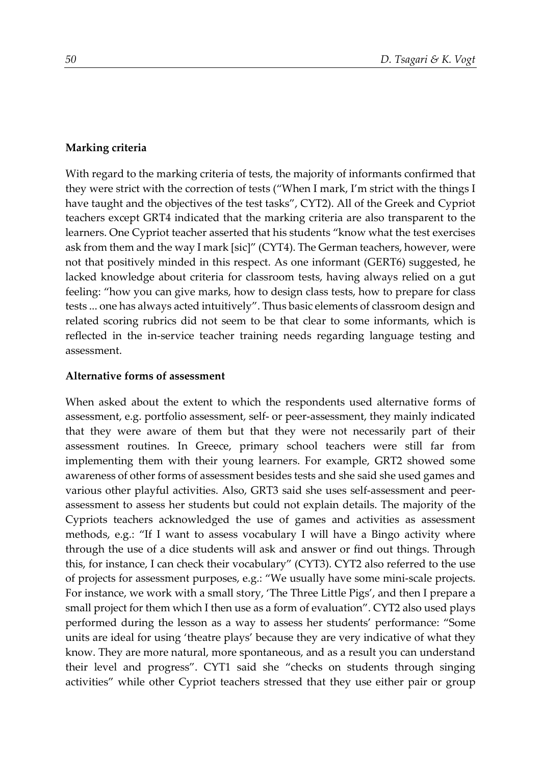**Marking criteria**

With regard to the marking criteria of tests, the majority of informants confirmed that they were strict with the correction of tests ("When I mark, I'm strict with the things I have taught and the objectives of the test tasks", CYT2). All of the Greek and Cypriot teachers except GRT4 indicated that the marking criteria are also transparent to the learners. One Cypriot teacher asserted that his students "know what the test exercises ask from them and the way I mark [sic]" (CYT4). The German teachers, however, were not that positively minded in this respect. As one informant (GERT6) suggested, he lacked knowledge about criteria for classroom tests, having always relied on a gut feeling: "how you can give marks, how to design class tests, how to prepare for class tests ... one has always acted intuitively". Thus basic elements of classroom design and related scoring rubrics did not seem to be that clear to some informants, which is reflected in the in-service teacher training needs regarding language testing and assessment.

**Alternative forms of assessment**

When asked about the extent to which the respondents used alternative forms of assessment, e.g. portfolio assessment, self- or peer-assessment, they mainly indicated that they were aware of them but that they were not necessarily part of their assessment routines. In Greece, primary school teachers were still far from implementing them with their young learners. For example, GRT2 showed some awareness of other forms of assessment besides tests and she said she used games and various other playful activities. Also, GRT3 said she uses self-assessment and peer-assessment to assess her students but could not explain details. The majority of the Cypriots teachers acknowledged the use of games and activities as assessment methods, e.g.: "If I want to assess vocabulary I will have a Bingo activity where through the use of a dice students will ask and answer or find out things. Through this, for instance, I can check their vocabulary" (CYT3). CYT2 also referred to the use of projects for assessment purposes, e.g.: "We usually have some mini-scale projects. For instance, we work with a small story, 'The Three Little Pigs', and then I prepare a small project for them which I then use as a form of evaluation". CYT2 also used plays performed during the lesson as a way to assess her students' performance: "Some units are ideal for using 'theatre plays' because they are very indicative of what they know. They are more natural, more spontaneous, and as a result you can understand their level and progress". CYT1 said she "checks on students through singing activities" while other Cypriot teachers stressed that they use either pair or group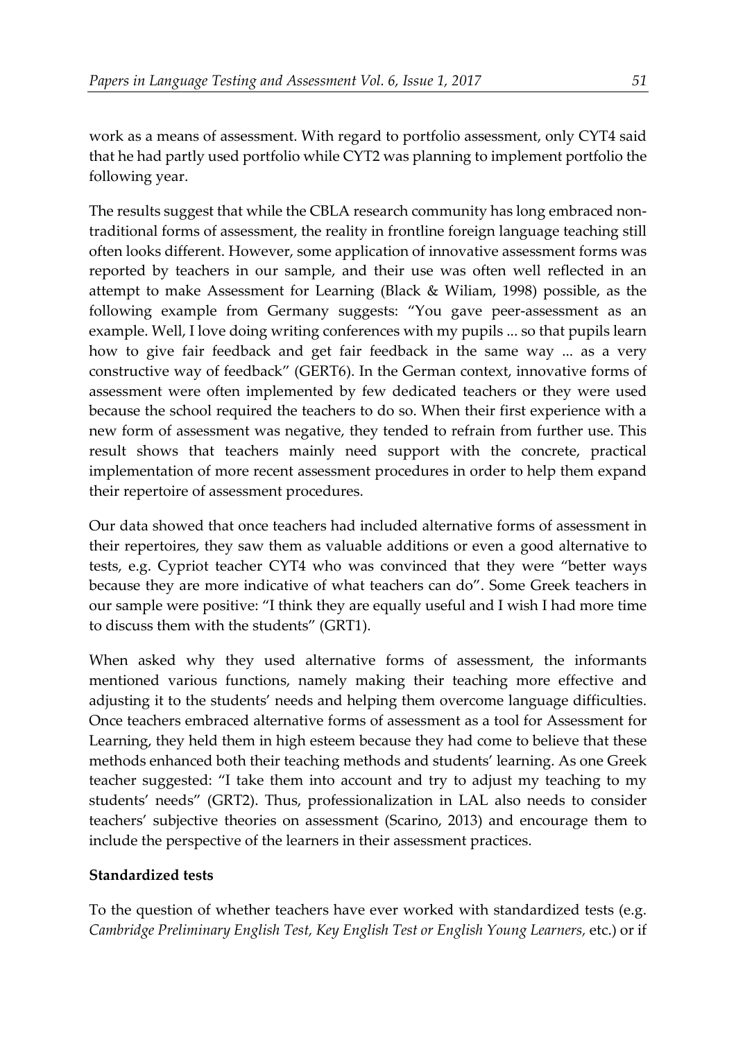work as a means of assessment. With regard to portfolio assessment, only CYT4 said that he had partly used portfolio while CYT2 was planning to implement portfolio the following year.

The results suggest that while the CBLA research community has long embraced non-traditional forms of assessment, the reality in frontline foreign language teaching still often looks different. However, some application of innovative assessment forms was reported by teachers in our sample, and their use was often well reflected in an attempt to make Assessment for Learning (Black & Wiliam, 1998) possible, as the following example from Germany suggests: "You gave peer-assessment as an example. Well, I love doing writing conferences with my pupils ... so that pupils learn how to give fair feedback and get fair feedback in the same way ... as a very constructive way of feedback" (GERT6). In the German context, innovative forms of assessment were often implemented by few dedicated teachers or they were used because the school required the teachers to do so. When their first experience with a new form of assessment was negative, they tended to refrain from further use. This result shows that teachers mainly need support with the concrete, practical implementation of more recent assessment procedures in order to help them expand their repertoire of assessment procedures.

Our data showed that once teachers had included alternative forms of assessment in their repertoires, they saw them as valuable additions or even a good alternative to tests, e.g. Cypriot teacher CYT4 who was convinced that they were "better ways because they are more indicative of what teachers can do". Some Greek teachers in our sample were positive: "I think they are equally useful and I wish I had more time to discuss them with the students" (GRT1).

When asked why they used alternative forms of assessment, the informants mentioned various functions, namely making their teaching more effective and adjusting it to the students' needs and helping them overcome language difficulties. Once teachers embraced alternative forms of assessment as a tool for Assessment for Learning, they held them in high esteem because they had come to believe that these methods enhanced both their teaching methods and students' learning. As one Greek teacher suggested: "I take them into account and try to adjust my teaching to my students' needs" (GRT2). Thus, professionalization in LAL also needs to consider teachers' subjective theories on assessment (Scarino, 2013) and encourage them to include the perspective of the learners in their assessment practices.

**Standardized tests**

To the question of whether teachers have ever worked with standardized tests (e.g. *Cambridge Preliminary English Test, Key English Test or English Young Learners,* etc.) or if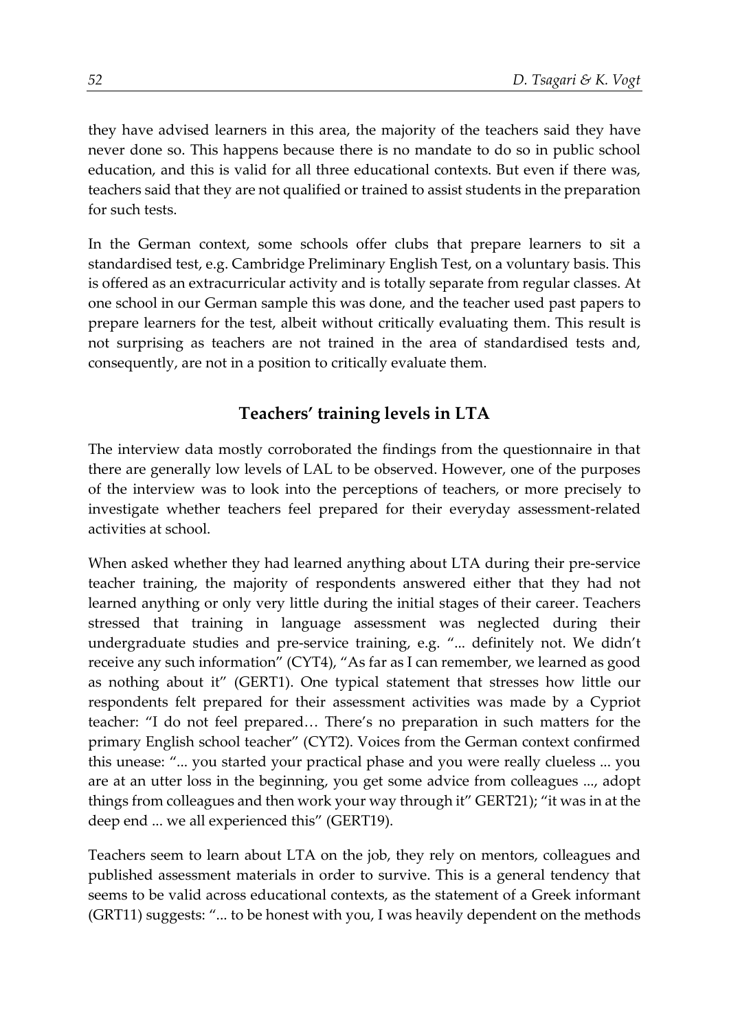they have advised learners in this area, the majority of the teachers said they have never done so. This happens because there is no mandate to do so in public school education, and this is valid for all three educational contexts. But even if there was, teachers said that they are not qualified or trained to assist students in the preparation for such tests.

In the German context, some schools offer clubs that prepare learners to sit a standardised test, e.g. Cambridge Preliminary English Test, on a voluntary basis. This is offered as an extracurricular activity and is totally separate from regular classes. At one school in our German sample this was done, and the teacher used past papers to prepare learners for the test, albeit without critically evaluating them. This result is not surprising as teachers are not trained in the area of standardised tests and, consequently, are not in a position to critically evaluate them.

## Teachers' training levels in LTA

The interview data mostly corroborated the findings from the questionnaire in that there are generally low levels of LAL to be observed. However, one of the purposes of the interview was to look into the perceptions of teachers, or more precisely to investigate whether teachers feel prepared for their everyday assessment-related activities at school.

When asked whether they had learned anything about LTA during their pre-service teacher training, the majority of respondents answered either that they had not learned anything or only very little during the initial stages of their career. Teachers stressed that training in language assessment was neglected during their undergraduate studies and pre-service training, e.g. "... definitely not. We didn't receive any such information" (CYT4), "As far as I can remember, we learned as good as nothing about it" (GERT1). One typical statement that stresses how little our respondents felt prepared for their assessment activities was made by a Cypriot teacher: "I do not feel prepared… There's no preparation in such matters for the primary English school teacher" (CYT2). Voices from the German context confirmed this unease: "... you started your practical phase and you were really clueless ... you are at an utter loss in the beginning, you get some advice from colleagues ..., adopt things from colleagues and then work your way through it" GERT21); "it was in at the deep end ... we all experienced this" (GERT19).

Teachers seem to learn about LTA on the job, they rely on mentors, colleagues and published assessment materials in order to survive. This is a general tendency that seems to be valid across educational contexts, as the statement of a Greek informant (GRT11) suggests: "... to be honest with you, I was heavily dependent on the methods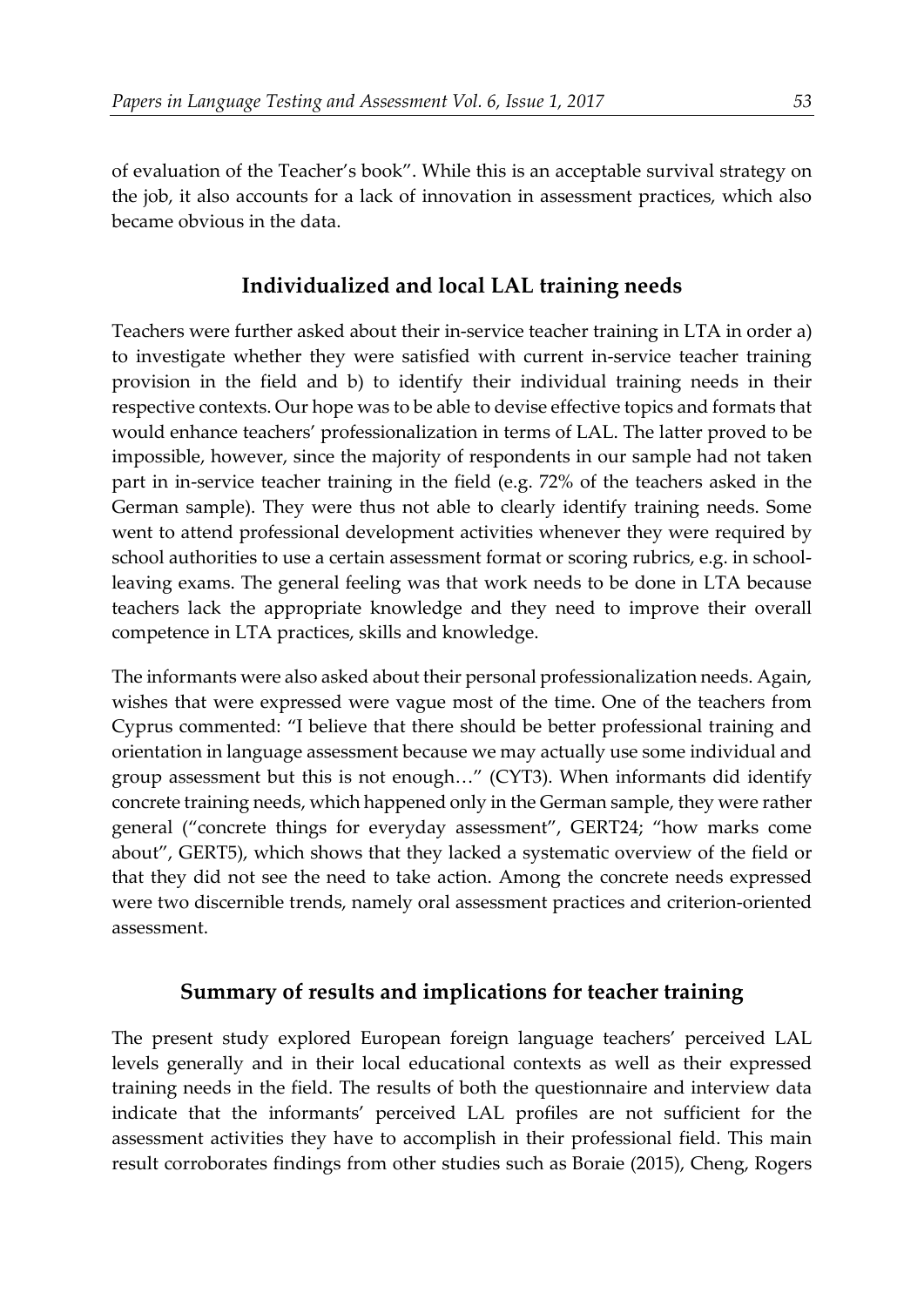of evaluation of the Teacher's book". While this is an acceptable survival strategy on the job, it also accounts for a lack of innovation in assessment practices, which also became obvious in the data.

## Individualized and local LAL training needs

Teachers were further asked about their in-service teacher training in LTA in order a) to investigate whether they were satisfied with current in-service teacher training provision in the field and b) to identify their individual training needs in their respective contexts. Our hope was to be able to devise effective topics and formats that would enhance teachers' professionalization in terms of LAL. The latter proved to be impossible, however, since the majority of respondents in our sample had not taken part in in-service teacher training in the field (e.g. 72% of the teachers asked in the German sample). They were thus not able to clearly identify training needs. Some went to attend professional development activities whenever they were required by school authorities to use a certain assessment format or scoring rubrics, e.g. in school-leaving exams. The general feeling was that work needs to be done in LTA because teachers lack the appropriate knowledge and they need to improve their overall competence in LTA practices, skills and knowledge.

The informants were also asked about their personal professionalization needs. Again, wishes that were expressed were vague most of the time. One of the teachers from Cyprus commented: "I believe that there should be better professional training and orientation in language assessment because we may actually use some individual and group assessment but this is not enough…" (CYT3). When informants did identify concrete training needs, which happened only in the German sample, they were rather general ("concrete things for everyday assessment", GERT24; "how marks come about", GERT5), which shows that they lacked a systematic overview of the field or that they did not see the need to take action. Among the concrete needs expressed were two discernible trends, namely oral assessment practices and criterion-oriented assessment.

## Summary of results and implications for teacher training

The present study explored European foreign language teachers' perceived LAL levels generally and in their local educational contexts as well as their expressed training needs in the field. The results of both the questionnaire and interview data indicate that the informants' perceived LAL profiles are not sufficient for the assessment activities they have to accomplish in their professional field. This main result corroborates findings from other studies such as Boraie (2015), Cheng, Rogers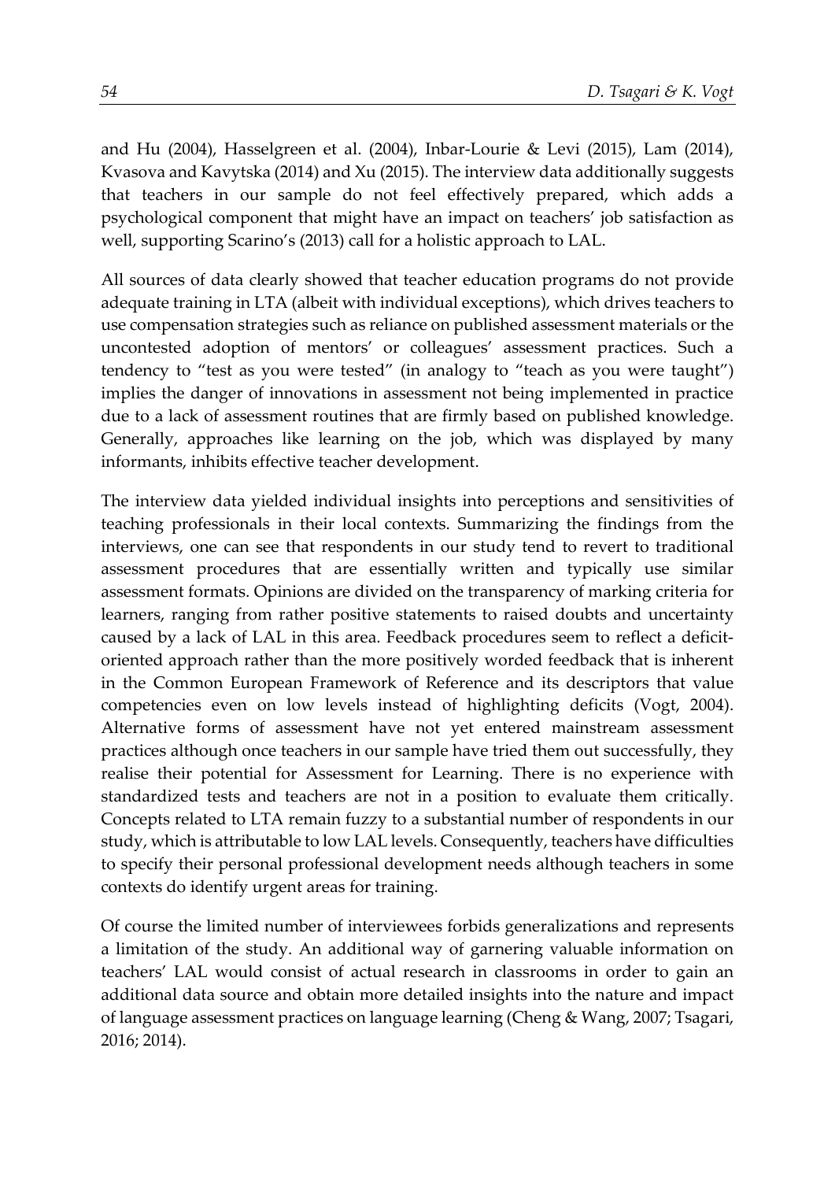and Hu (2004), Hasselgreen et al. (2004), Inbar-Lourie & Levi (2015), Lam (2014), Kvasova and Kavytska (2014) and Xu (2015). The interview data additionally suggests that teachers in our sample do not feel effectively prepared, which adds a psychological component that might have an impact on teachers' job satisfaction as well, supporting Scarino's (2013) call for a holistic approach to LAL.

All sources of data clearly showed that teacher education programs do not provide adequate training in LTA (albeit with individual exceptions), which drives teachers to use compensation strategies such as reliance on published assessment materials or the uncontested adoption of mentors' or colleagues' assessment practices. Such a tendency to "test as you were tested" (in analogy to "teach as you were taught") implies the danger of innovations in assessment not being implemented in practice due to a lack of assessment routines that are firmly based on published knowledge. Generally, approaches like learning on the job, which was displayed by many informants, inhibits effective teacher development.

The interview data yielded individual insights into perceptions and sensitivities of teaching professionals in their local contexts. Summarizing the findings from the interviews, one can see that respondents in our study tend to revert to traditional assessment procedures that are essentially written and typically use similar assessment formats. Opinions are divided on the transparency of marking criteria for learners, ranging from rather positive statements to raised doubts and uncertainty caused by a lack of LAL in this area. Feedback procedures seem to reflect a deficit-oriented approach rather than the more positively worded feedback that is inherent in the Common European Framework of Reference and its descriptors that value competencies even on low levels instead of highlighting deficits (Vogt, 2004). Alternative forms of assessment have not yet entered mainstream assessment practices although once teachers in our sample have tried them out successfully, they realise their potential for Assessment for Learning. There is no experience with standardized tests and teachers are not in a position to evaluate them critically. Concepts related to LTA remain fuzzy to a substantial number of respondents in our study, which is attributable to low LAL levels. Consequently, teachers have difficulties to specify their personal professional development needs although teachers in some contexts do identify urgent areas for training.

Of course the limited number of interviewees forbids generalizations and represents a limitation of the study. An additional way of garnering valuable information on teachers' LAL would consist of actual research in classrooms in order to gain an additional data source and obtain more detailed insights into the nature and impact of language assessment practices on language learning (Cheng & Wang, 2007; Tsagari, 2016; 2014).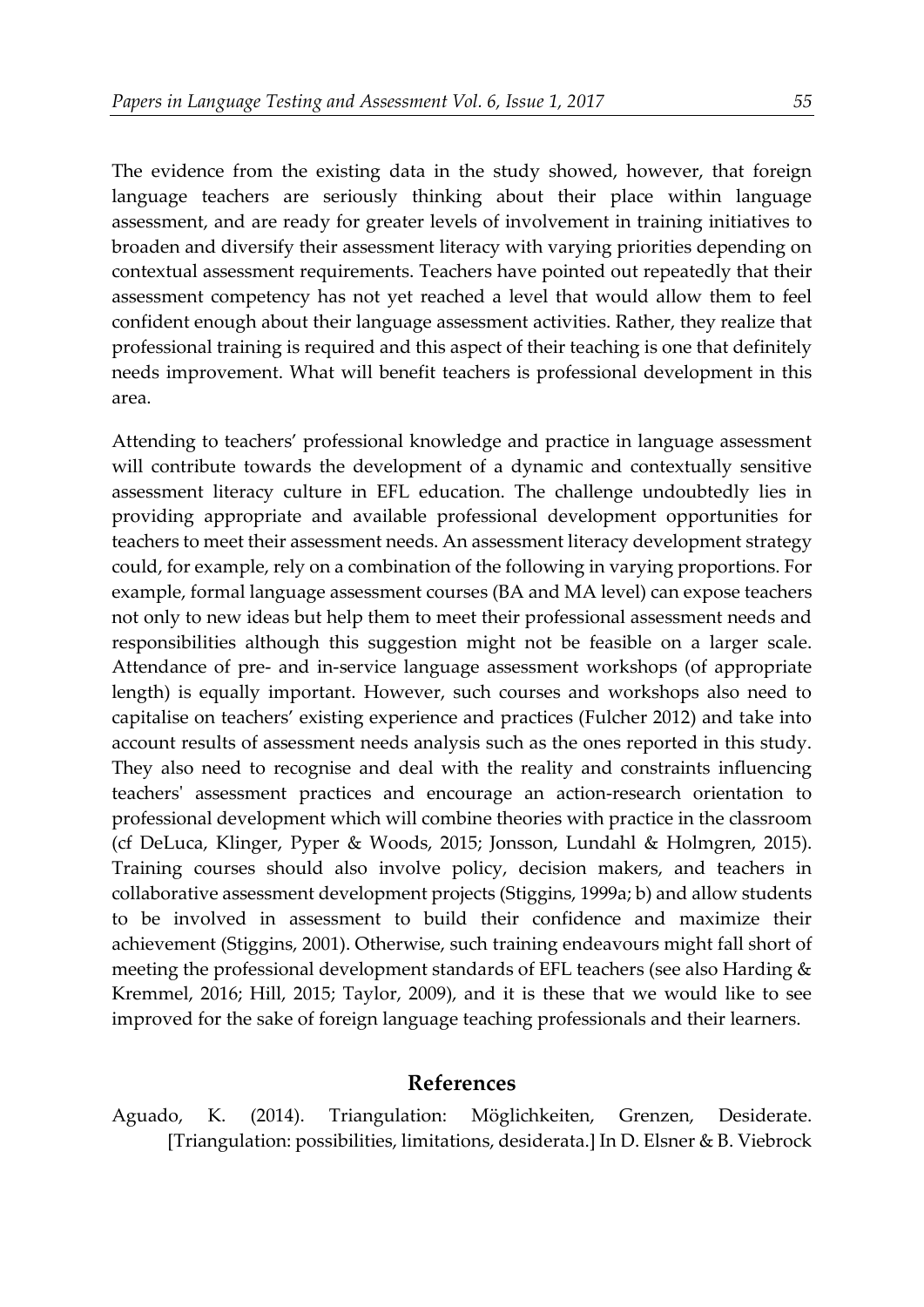The evidence from the existing data in the study showed, however, that foreign language teachers are seriously thinking about their place within language assessment, and are ready for greater levels of involvement in training initiatives to broaden and diversify their assessment literacy with varying priorities depending on contextual assessment requirements. Teachers have pointed out repeatedly that their assessment competency has not yet reached a level that would allow them to feel confident enough about their language assessment activities. Rather, they realize that professional training is required and this aspect of their teaching is one that definitely needs improvement. What will benefit teachers is professional development in this area.

Attending to teachers' professional knowledge and practice in language assessment will contribute towards the development of a dynamic and contextually sensitive assessment literacy culture in EFL education. The challenge undoubtedly lies in providing appropriate and available professional development opportunities for teachers to meet their assessment needs. An assessment literacy development strategy could, for example, rely on a combination of the following in varying proportions. For example, formal language assessment courses (BA and MA level) can expose teachers not only to new ideas but help them to meet their professional assessment needs and responsibilities although this suggestion might not be feasible on a larger scale. Attendance of pre- and in-service language assessment workshops (of appropriate length) is equally important. However, such courses and workshops also need to capitalise on teachers' existing experience and practices (Fulcher 2012) and take into account results of assessment needs analysis such as the ones reported in this study. They also need to recognise and deal with the reality and constraints influencing teachers' assessment practices and encourage an action-research orientation to professional development which will combine theories with practice in the classroom (cf DeLuca, Klinger, Pyper & Woods, 2015; Jonsson, Lundahl & Holmgren, 2015). Training courses should also involve policy, decision makers, and teachers in collaborative assessment development projects (Stiggins, 1999a; b) and allow students to be involved in assessment to build their confidence and maximize their achievement (Stiggins, 2001). Otherwise, such training endeavours might fall short of meeting the professional development standards of EFL teachers (see also Harding & Kremmel, 2016; Hill, 2015; Taylor, 2009), and it is these that we would like to see improved for the sake of foreign language teaching professionals and their learners.

## References

Aguado, K. (2014). Triangulation: Möglichkeiten, Grenzen, Desiderate. [Triangulation: possibilities, limitations, desiderata.] In D. Elsner & B. Viebrock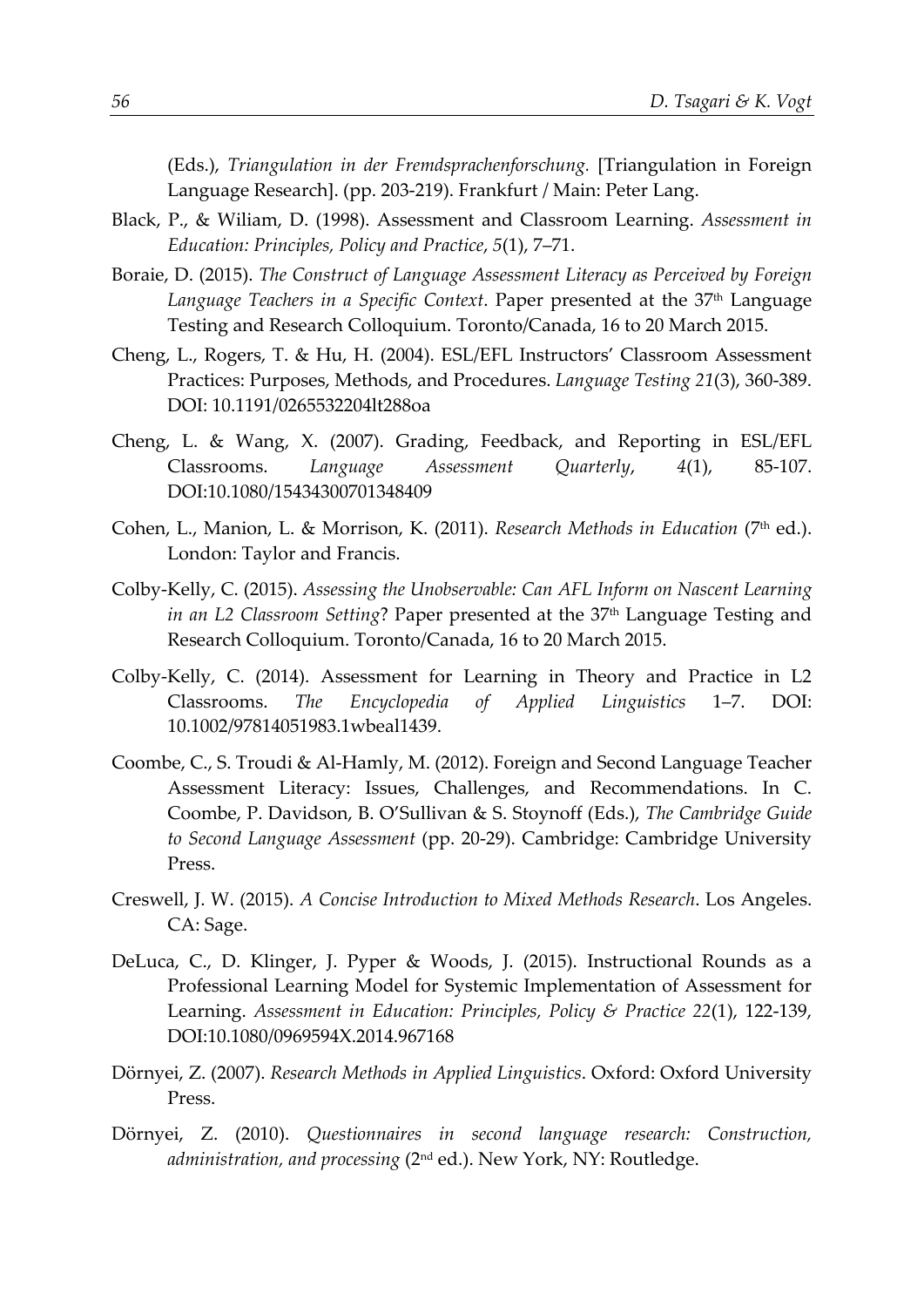(Eds.), *Triangulation in der Fremdsprachenforschung.* [Triangulation in Foreign Language Research]. (pp. 203-219). Frankfurt / Main: Peter Lang.

Black, P., & Wiliam, D. (1998). Assessment and Classroom Learning. *Assessment in Education: Principles, Policy and Practice*, *5*(1), 7–71.

Boraie, D. (2015). *The Construct of Language Assessment Literacy as Perceived by Foreign Language Teachers in a Specific Context*. Paper presented at the 37th Language Testing and Research Colloquium. Toronto/Canada, 16 to 20 March 2015.

Cheng, L., Rogers, T. & Hu, H. (2004). ESL/EFL Instructors' Classroom Assessment Practices: Purposes, Methods, and Procedures. *Language Testing 21*(3), 360-389. DOI: 10.1191/0265532204lt288oa

Cheng, L. & Wang, X. (2007). Grading, Feedback, and Reporting in ESL/EFL Classrooms. *Language Assessment Quarterly*, *4*(1), 85-107. DOI:10.1080/15434300701348409

Cohen, L., Manion, L. & Morrison, K. (2011). *Research Methods in Education* (7th ed.). London: Taylor and Francis.

Colby-Kelly, C. (2015). *Assessing the Unobservable: Can AFL Inform on Nascent Learning in an L2 Classroom Setting*? Paper presented at the 37th Language Testing and Research Colloquium. Toronto/Canada, 16 to 20 March 2015.

Colby-Kelly, C. (2014). Assessment for Learning in Theory and Practice in L2 Classrooms. *The Encyclopedia of Applied Linguistics* 1–7. DOI: 10.1002/97814051983.1wbeal1439.

Coombe, C., S. Troudi & Al-Hamly, M. (2012). Foreign and Second Language Teacher Assessment Literacy: Issues, Challenges, and Recommendations. In C. Coombe, P. Davidson, B. O'Sullivan & S. Stoynoff (Eds.), *The Cambridge Guide to Second Language Assessment* (pp. 20-29). Cambridge: Cambridge University Press.

Creswell, J. W. (2015). *A Concise Introduction to Mixed Methods Research*. Los Angeles. CA: Sage.

DeLuca, C., D. Klinger, J. Pyper & Woods, J. (2015). Instructional Rounds as a Professional Learning Model for Systemic Implementation of Assessment for Learning. *Assessment in Education: Principles, Policy & Practice 22*(1), 122-139, DOI:10.1080/0969594X.2014.967168

Dörnyei, Z. (2007). *Research Methods in Applied Linguistics*. Oxford: Oxford University Press.

Dörnyei, Z. (2010). *Questionnaires in second language research: Construction, administration, and processing* (2nd ed.). New York, NY: Routledge.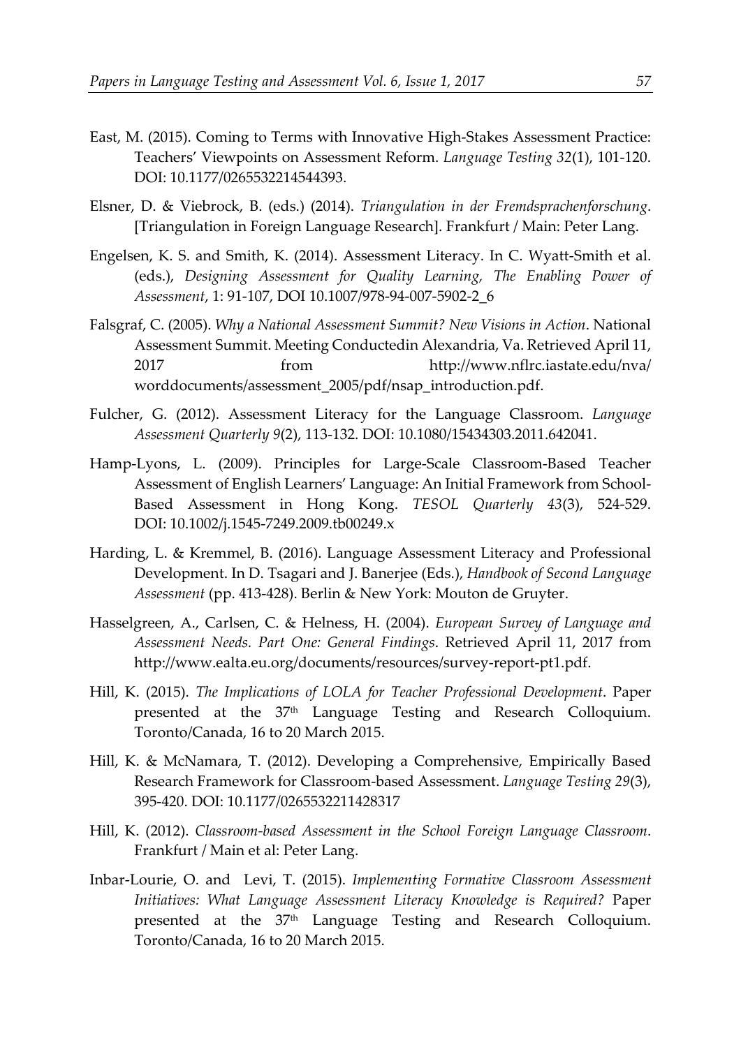East, M. (2015). Coming to Terms with Innovative High-Stakes Assessment Practice: Teachers' Viewpoints on Assessment Reform. *Language Testing 32*(1), 101-120. DOI: 10.1177/0265532214544393.

Elsner, D. & Viebrock, B. (eds.) (2014). *Triangulation in der Fremdsprachenforschung*. [Triangulation in Foreign Language Research]. Frankfurt / Main: Peter Lang.

Engelsen, K. S. and Smith, K. (2014). Assessment Literacy. In C. Wyatt-Smith et al. (eds.), *Designing Assessment for Quality Learning, The Enabling Power of Assessment*, 1: 91-107, DOI 10.1007/978-94-007-5902-2_6

Falsgraf, C. (2005). *Why a National Assessment Summit? New Visions in Action*. National Assessment Summit. Meeting Conductedin Alexandria, Va. Retrieved April 11, 2017 from http://www.nflrc.iastate.edu/nva/worddocuments/assessment_2005/pdf/nsap_introduction.pdf.

Fulcher, G. (2012). Assessment Literacy for the Language Classroom. *Language Assessment Quarterly 9*(2), 113-132. DOI: 10.1080/15434303.2011.642041.

Hamp-Lyons, L. (2009). Principles for Large-Scale Classroom-Based Teacher Assessment of English Learners' Language: An Initial Framework from School-Based Assessment in Hong Kong. *TESOL Quarterly 43*(3), 524-529. DOI: 10.1002/j.1545-7249.2009.tb00249.x

Harding, L. & Kremmel, B. (2016). Language Assessment Literacy and Professional Development. In D. Tsagari and J. Banerjee (Eds.), *Handbook of Second Language Assessment* (pp. 413-428). Berlin & New York: Mouton de Gruyter.

Hasselgreen, A., Carlsen, C. & Helness, H. (2004). *European Survey of Language and Assessment Needs. Part One: General Findings*. Retrieved April 11, 2017 from http://www.ealta.eu.org/documents/resources/survey-report-pt1.pdf.

Hill, K. (2015). *The Implications of LOLA for Teacher Professional Development*. Paper presented at the 37th Language Testing and Research Colloquium. Toronto/Canada, 16 to 20 March 2015.

Hill, K. & McNamara, T. (2012). Developing a Comprehensive, Empirically Based Research Framework for Classroom-based Assessment. *Language Testing 29*(3), 395-420. DOI: 10.1177/0265532211428317

Hill, K. (2012). *Classroom-based Assessment in the School Foreign Language Classroom*. Frankfurt / Main et al: Peter Lang.

Inbar-Lourie, O. and Levi, T. (2015). *Implementing Formative Classroom Assessment Initiatives: What Language Assessment Literacy Knowledge is Required?* Paper presented at the 37th Language Testing and Research Colloquium. Toronto/Canada, 16 to 20 March 2015.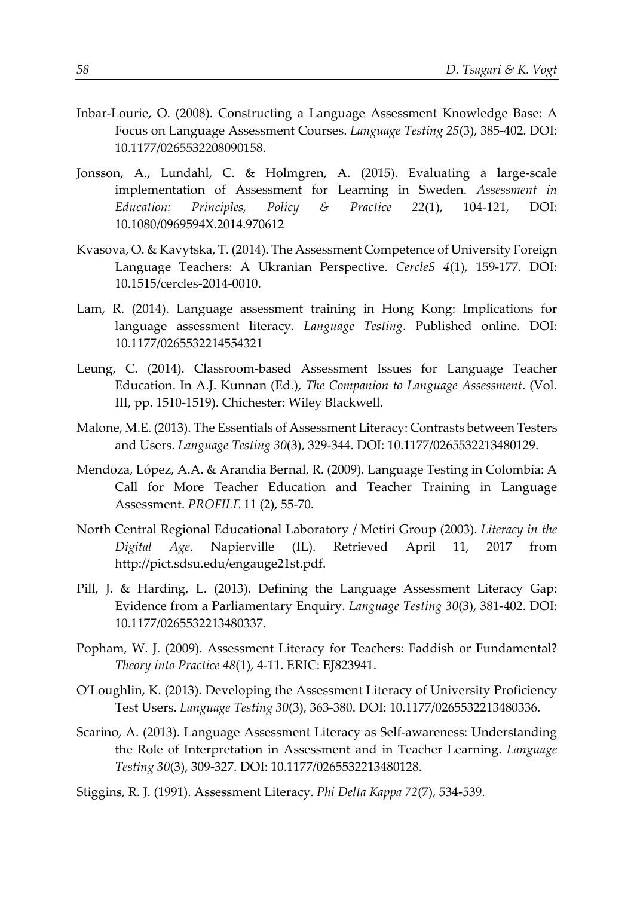Inbar-Lourie, O. (2008). Constructing a Language Assessment Knowledge Base: A Focus on Language Assessment Courses. *Language Testing 25*(3), 385-402. DOI: 10.1177/0265532208090158.

Jonsson, A., Lundahl, C. & Holmgren, A. (2015). Evaluating a large-scale implementation of Assessment for Learning in Sweden. *Assessment in Education: Principles, Policy & Practice 22*(1), 104-121, DOI: 10.1080/0969594X.2014.970612

Kvasova, O. & Kavytska, T. (2014). The Assessment Competence of University Foreign Language Teachers: A Ukranian Perspective. *CercleS 4*(1), 159-177. DOI: 10.1515/cercles-2014-0010.

Lam, R. (2014). Language assessment training in Hong Kong: Implications for language assessment literacy. *Language Testing*. Published online. DOI: 10.1177/0265532214554321

Leung, C. (2014). Classroom-based Assessment Issues for Language Teacher Education. In A.J. Kunnan (Ed.), *The Companion to Language Assessment*. (Vol. III, pp. 1510-1519). Chichester: Wiley Blackwell.

Malone, M.E. (2013). The Essentials of Assessment Literacy: Contrasts between Testers and Users. *Language Testing 30*(3), 329-344. DOI: 10.1177/0265532213480129.

Mendoza, López, A.A. & Arandia Bernal, R. (2009). Language Testing in Colombia: A Call for More Teacher Education and Teacher Training in Language Assessment. *PROFILE* 11 (2), 55-70.

North Central Regional Educational Laboratory / Metiri Group (2003). *Literacy in the Digital Age*. Napierville (IL). Retrieved April 11, 2017 from http://pict.sdsu.edu/engauge21st.pdf.

Pill, J. & Harding, L. (2013). Defining the Language Assessment Literacy Gap: Evidence from a Parliamentary Enquiry. *Language Testing 30*(3), 381-402. DOI: 10.1177/0265532213480337.

Popham, W. J. (2009). Assessment Literacy for Teachers: Faddish or Fundamental? *Theory into Practice 48*(1), 4-11. ERIC: EJ823941.

O'Loughlin, K. (2013). Developing the Assessment Literacy of University Proficiency Test Users. *Language Testing 30*(3), 363-380. DOI: 10.1177/0265532213480336.

Scarino, A. (2013). Language Assessment Literacy as Self-awareness: Understanding the Role of Interpretation in Assessment and in Teacher Learning. *Language Testing 30*(3), 309-327. DOI: 10.1177/0265532213480128.

Stiggins, R. J. (1991). Assessment Literacy. *Phi Delta Kappa 72*(7), 534-539.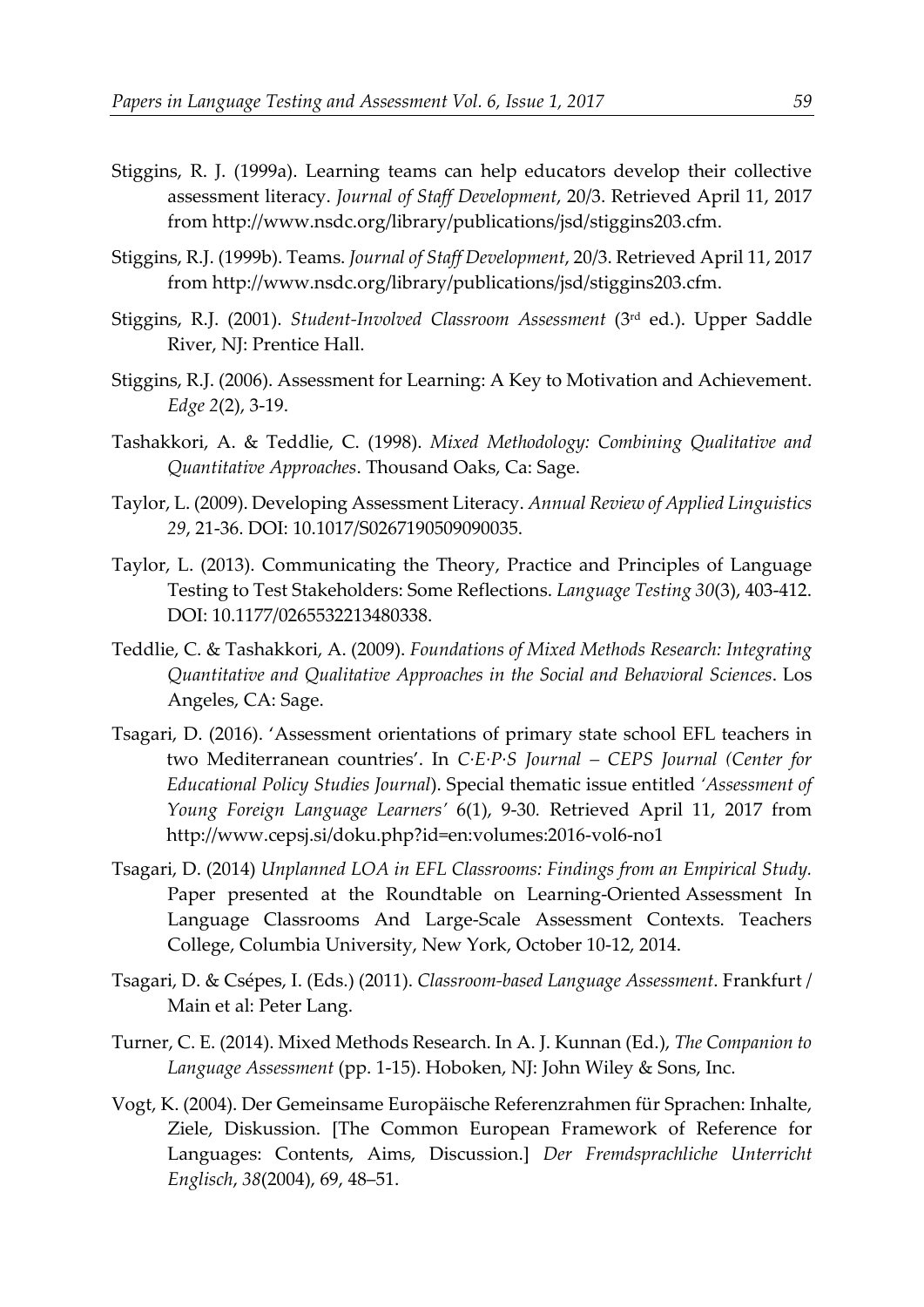Stiggins, R. J. (1999a). Learning teams can help educators develop their collective assessment literacy. *Journal of Staff Development*, 20/3. Retrieved April 11, 2017 from http://www.nsdc.org/library/publications/jsd/stiggins203.cfm.

Stiggins, R.J. (1999b). Teams. *Journal of Staff Development*, 20/3. Retrieved April 11, 2017 from http://www.nsdc.org/library/publications/jsd/stiggins203.cfm.

Stiggins, R.J. (2001). *Student-Involved Classroom Assessment* (3rd ed.). Upper Saddle River, NJ: Prentice Hall.

Stiggins, R.J. (2006). Assessment for Learning: A Key to Motivation and Achievement. *Edge 2*(2), 3-19.

Tashakkori, A. & Teddlie, C. (1998). *Mixed Methodology: Combining Qualitative and Quantitative Approaches*. Thousand Oaks, Ca: Sage.

Taylor, L. (2009). Developing Assessment Literacy. *Annual Review of Applied Linguistics 29*, 21-36. DOI: 10.1017/S0267190509090035.

Taylor, L. (2013). Communicating the Theory, Practice and Principles of Language Testing to Test Stakeholders: Some Reflections. *Language Testing 30*(3), 403-412. DOI: 10.1177/0265532213480338.

Teddlie, C. & Tashakkori, A. (2009). *Foundations of Mixed Methods Research: Integrating Quantitative and Qualitative Approaches in the Social and Behavioral Sciences*. Los Angeles, CA: Sage.

Tsagari, D. (2016). 'Assessment orientations of primary state school EFL teachers in two Mediterranean countries'. In *C·E·P·S Journal – CEPS Journal (Center for Educational Policy Studies Journal*). Special thematic issue entitled *'Assessment of Young Foreign Language Learners'* 6(1), 9-30. Retrieved April 11, 2017 from http://www.cepsj.si/doku.php?id=en:volumes:2016-vol6-no1

Tsagari, D. (2014) *Unplanned LOA in EFL Classrooms: Findings from an Empirical Study.* Paper presented at the Roundtable on Learning-Oriented Assessment In Language Classrooms And Large-Scale Assessment Contexts. Teachers College, Columbia University, New York, October 10-12, 2014.

Tsagari, D. & Csépes, I. (Eds.) (2011). *Classroom-based Language Assessment*. Frankfurt / Main et al: Peter Lang.

Turner, C. E. (2014). Mixed Methods Research. In A. J. Kunnan (Ed.), *The Companion to Language Assessment* (pp. 1-15). Hoboken, NJ: John Wiley & Sons, Inc.

Vogt, K. (2004). Der Gemeinsame Europäische Referenzrahmen für Sprachen: Inhalte, Ziele, Diskussion. [The Common European Framework of Reference for Languages: Contents, Aims, Discussion.] *Der Fremdsprachliche Unterricht Englisch*, *38*(2004), 69, 48–51.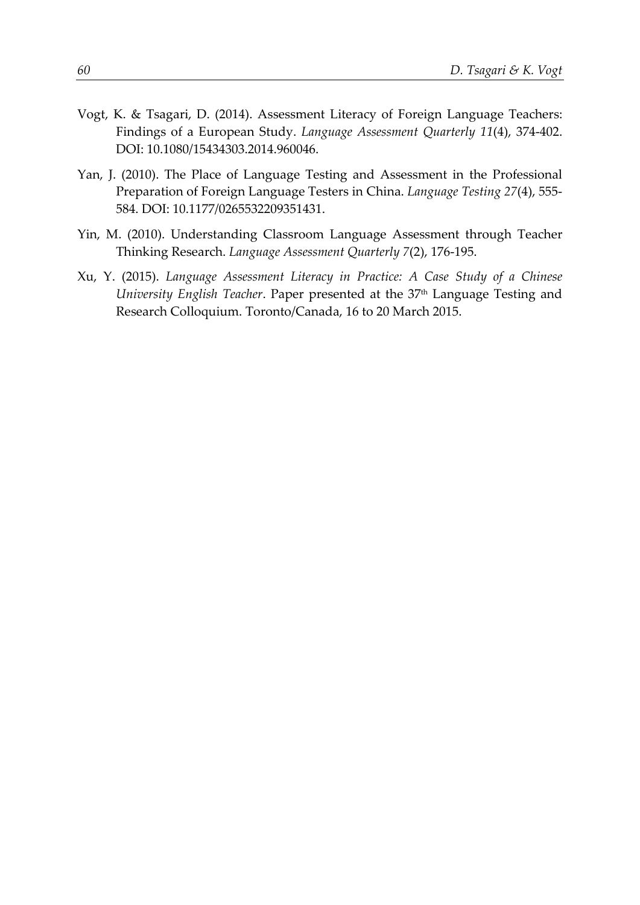Vogt, K. & Tsagari, D. (2014). Assessment Literacy of Foreign Language Teachers: Findings of a European Study. *Language Assessment Quarterly 11*(4), 374-402. DOI: 10.1080/15434303.2014.960046.

Yan, J. (2010). The Place of Language Testing and Assessment in the Professional Preparation of Foreign Language Testers in China. *Language Testing 27*(4), 555-584. DOI: 10.1177/0265532209351431.

Yin, M. (2010). Understanding Classroom Language Assessment through Teacher Thinking Research. *Language Assessment Quarterly 7*(2), 176-195.

Xu, Y. (2015). *Language Assessment Literacy in Practice: A Case Study of a Chinese University English Teacher*. Paper presented at the 37th Language Testing and Research Colloquium. Toronto/Canada, 16 to 20 March 2015.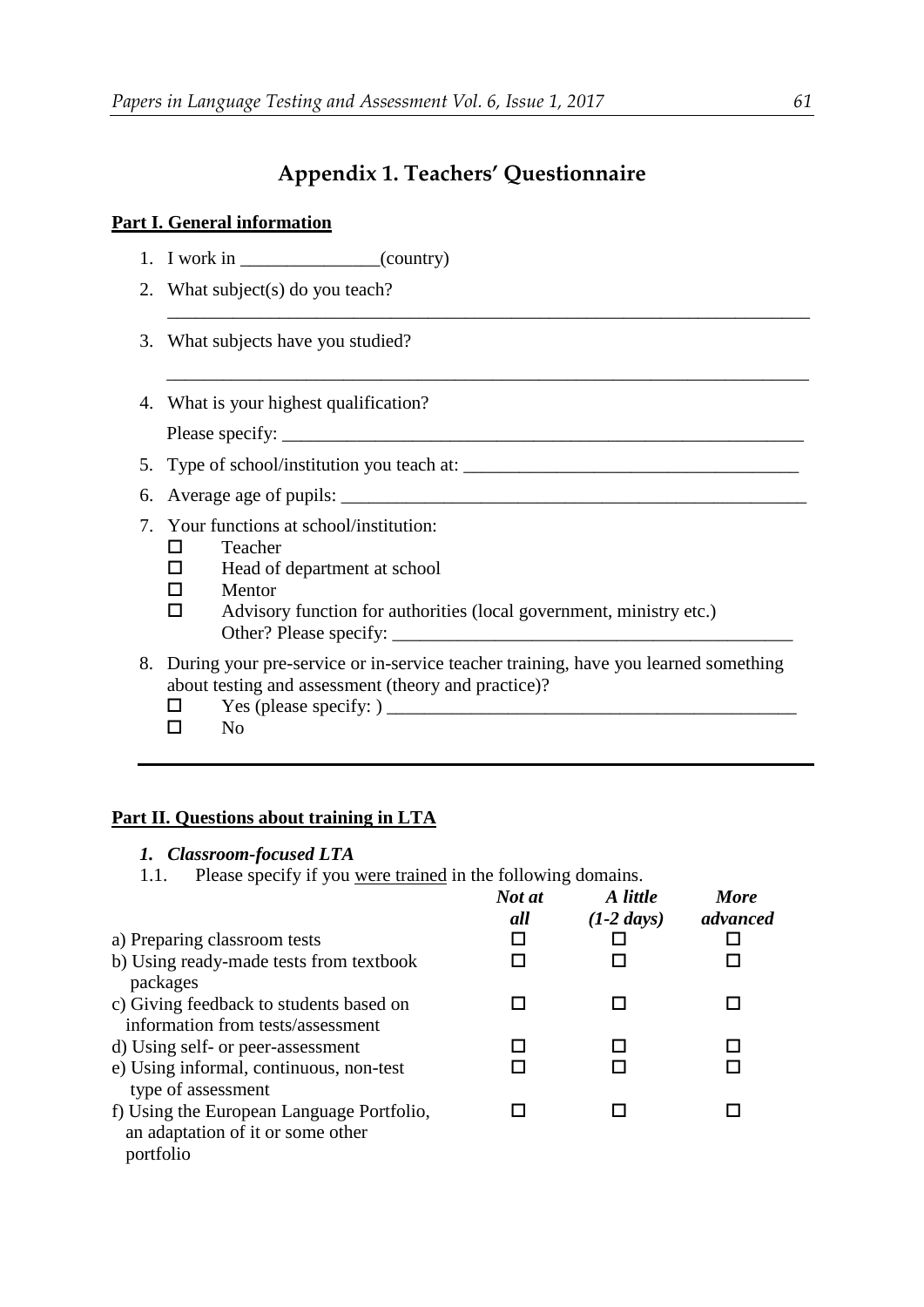# Appendix 1. Teachers' Questionnaire

## Part I. General information

1. I work in _______________(country)
2. What subject(s) do you teach?

   ___________________________________________________________________________

3. What subjects have you studied?

   ___________________________________________________________________________

4. What is your highest qualification?

   Please specify: ___________________________________________________________

5. Type of school/institution you teach at: ____________________________________
6. Average age of pupils: _____________________________________________________
7. Your functions at school/institution:
   - ☐ Teacher
   - ☐ Head of department at school
   - ☐ Mentor
   - ☐ Advisory function for authorities (local government, ministry etc.)

     Other? Please specify: ____________________________________________
8. During your pre-service or in-service teacher training, have you learned something about testing and assessment (theory and practice)?
   - ☐ Yes (please specify: ) _____________________________________________
   - ☐ No

---

## Part II. Questions about training in LTA

### *1. Classroom-focused LTA*

1.1. Please specify if you were trained in the following domains.

| | *Not at all* | *A little (1-2 days)* | *More advanced* |
|---|---|---|---|
| a) Preparing classroom tests | ☐ | ☐ | ☐ |
| b) Using ready-made tests from textbook packages | ☐ | ☐ | ☐ |
| c) Giving feedback to students based on information from tests/assessment | ☐ | ☐ | ☐ |
| d) Using self- or peer-assessment | ☐ | ☐ | ☐ |
| e) Using informal, continuous, non-test type of assessment | ☐ | ☐ | ☐ |
| f) Using the European Language Portfolio, an adaptation of it or some other portfolio | ☐ | ☐ | ☐ |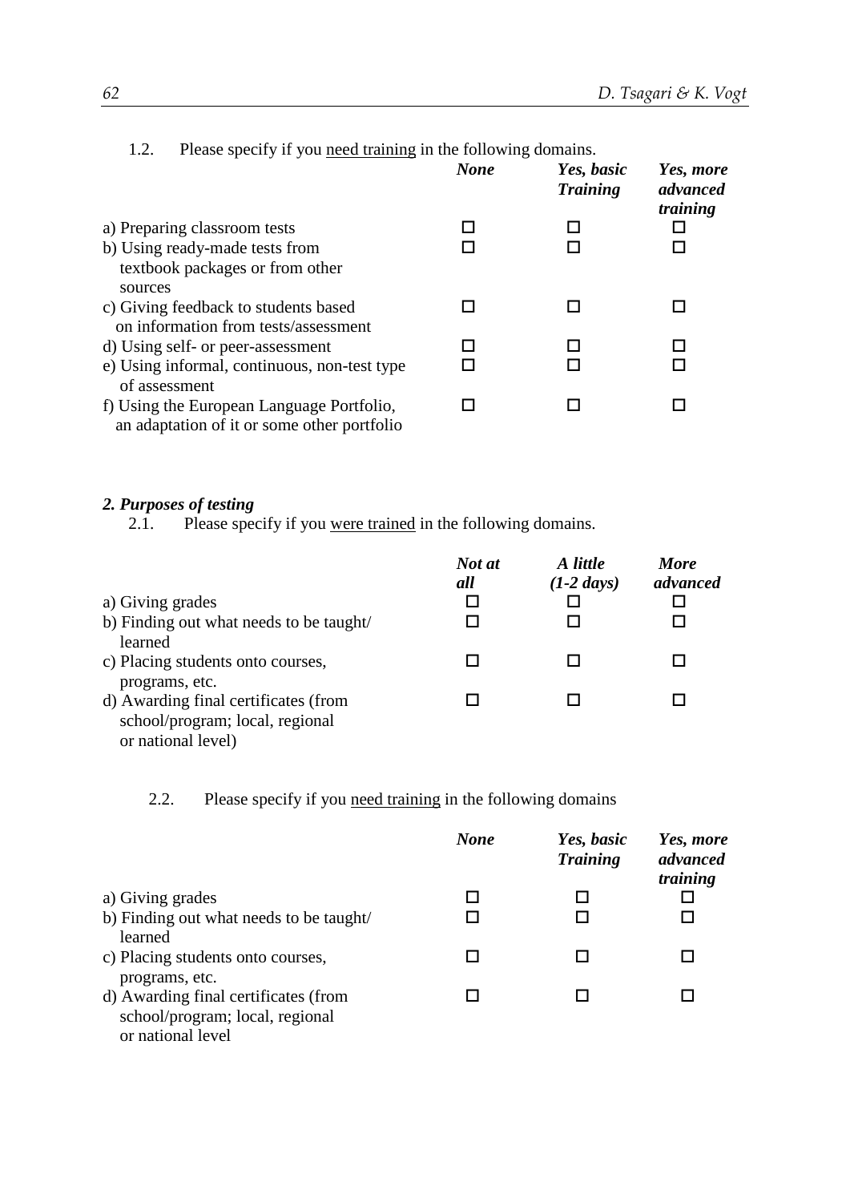1.2. Please specify if you <u>need training</u> in the following domains.

| | ***None*** | ***Yes, basic Training*** | ***Yes, more advanced training*** |
|---|---|---|---|
| a) Preparing classroom tests | ☐ | ☐ | ☐ |
| b) Using ready-made tests from textbook packages or from other sources | ☐ | ☐ | ☐ |
| c) Giving feedback to students based on information from tests/assessment | ☐ | ☐ | ☐ |
| d) Using self- or peer-assessment | ☐ | ☐ | ☐ |
| e) Using informal, continuous, non-test type of assessment | ☐ | ☐ | ☐ |
| f) Using the European Language Portfolio, an adaptation of it or some other portfolio | ☐ | ☐ | ☐ |

***2. Purposes of testing***

2.1. Please specify if you <u>were trained</u> in the following domains.

| | ***Not at all*** | ***A little (1-2 days)*** | ***More advanced*** |
|---|---|---|---|
| a) Giving grades | ☐ | ☐ | ☐ |
| b) Finding out what needs to be taught/ learned | ☐ | ☐ | ☐ |
| c) Placing students onto courses, programs, etc. | ☐ | ☐ | ☐ |
| d) Awarding final certificates (from school/program; local, regional or national level) | ☐ | ☐ | ☐ |

2.2. Please specify if you <u>need training</u> in the following domains

| | ***None*** | ***Yes, basic Training*** | ***Yes, more advanced training*** |
|---|---|---|---|
| a) Giving grades | ☐ | ☐ | ☐ |
| b) Finding out what needs to be taught/ learned | ☐ | ☐ | ☐ |
| c) Placing students onto courses, programs, etc. | ☐ | ☐ | ☐ |
| d) Awarding final certificates (from school/program; local, regional or national level | ☐ | ☐ | ☐ |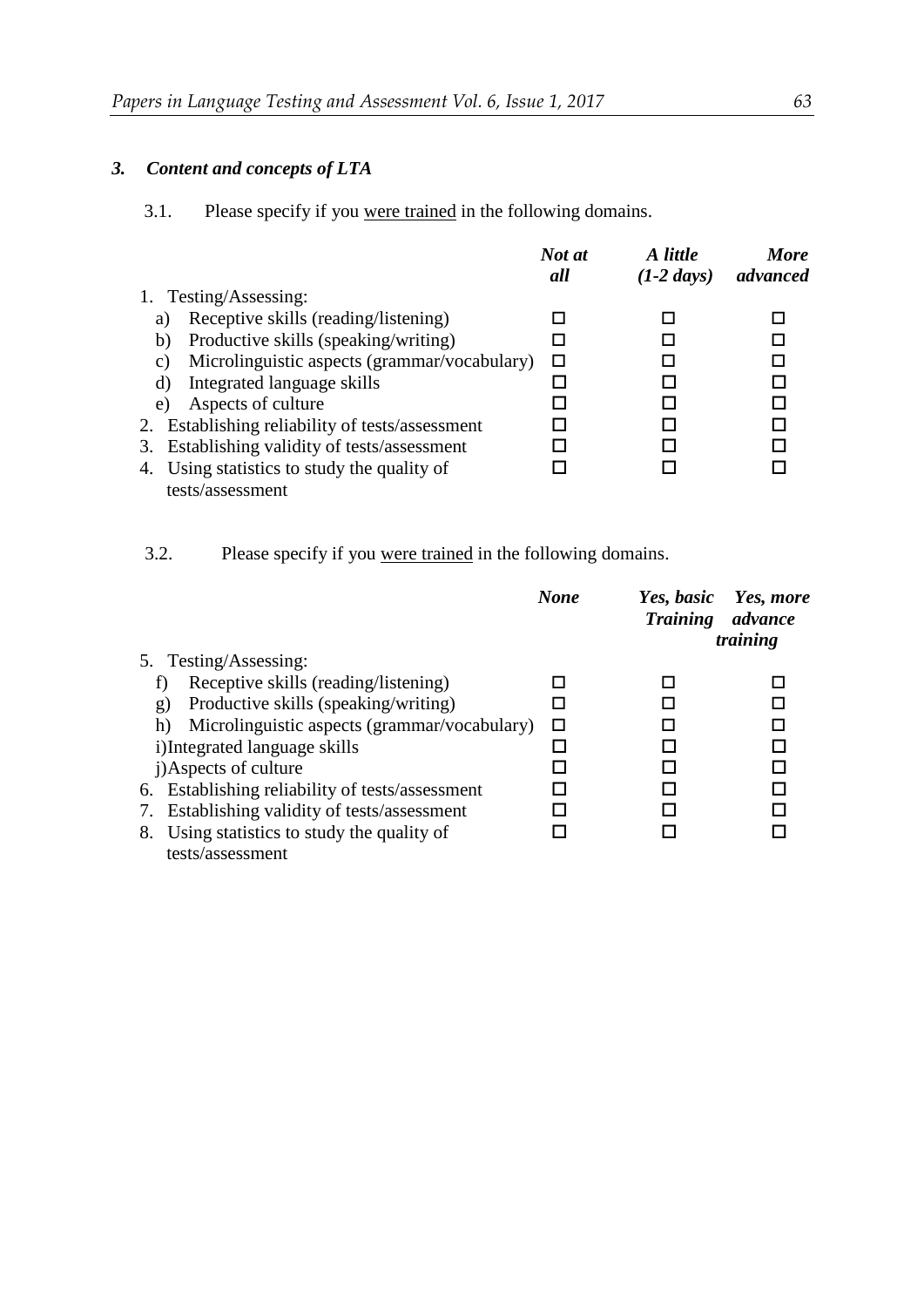### *3. Content and concepts of LTA*

3.1. Please specify if you <u>were trained</u> in the following domains.

| | *Not at all* | *A little (1-2 days)* | *More advanced* |
|---|---|---|---|
| 1. Testing/Assessing: | | | |
| a) Receptive skills (reading/listening) | ☐ | ☐ | ☐ |
| b) Productive skills (speaking/writing) | ☐ | ☐ | ☐ |
| c) Microlinguistic aspects (grammar/vocabulary) | ☐ | ☐ | ☐ |
| d) Integrated language skills | ☐ | ☐ | ☐ |
| e) Aspects of culture | ☐ | ☐ | ☐ |
| 2. Establishing reliability of tests/assessment | ☐ | ☐ | ☐ |
| 3. Establishing validity of tests/assessment | ☐ | ☐ | ☐ |
| 4. Using statistics to study the quality of tests/assessment | ☐ | ☐ | ☐ |

3.2. Please specify if you <u>were trained</u> in the following domains.

| | *None* | *Yes, basic Training* | *Yes, more advance training* |
|---|---|---|---|
| 5. Testing/Assessing: | | | |
| f) Receptive skills (reading/listening) | ☐ | ☐ | ☐ |
| g) Productive skills (speaking/writing) | ☐ | ☐ | ☐ |
| h) Microlinguistic aspects (grammar/vocabulary) | ☐ | ☐ | ☐ |
| i)Integrated language skills | ☐ | ☐ | ☐ |
| j)Aspects of culture | ☐ | ☐ | ☐ |
| 6. Establishing reliability of tests/assessment | ☐ | ☐ | ☐ |
| 7. Establishing validity of tests/assessment | ☐ | ☐ | ☐ |
| 8. Using statistics to study the quality of tests/assessment | ☐ | ☐ | ☐ |